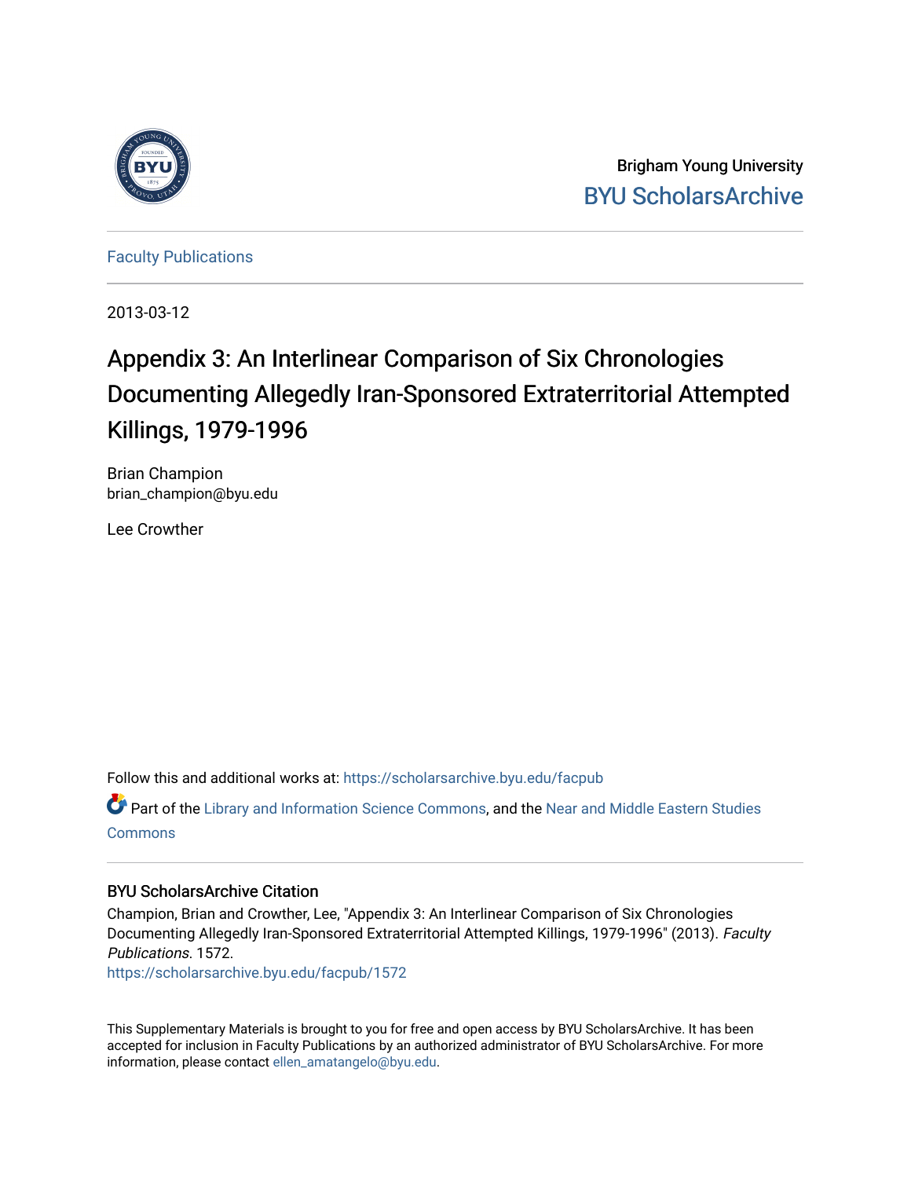Brigham Young University
BYU ScholarsArchive

Faculty Publications

2013-03-12

# Appendix 3: An Interlinear Comparison of Six Chronologies Documenting Allegedly Iran-Sponsored Extraterritorial Attempted Killings, 1979-1996

Brian Champion
brian_champion@byu.edu

Lee Crowther

Follow this and additional works at: https://scholarsarchive.byu.edu/facpub

Part of the Library and Information Science Commons, and the Near and Middle Eastern Studies Commons

## BYU ScholarsArchive Citation

Champion, Brian and Crowther, Lee, "Appendix 3: An Interlinear Comparison of Six Chronologies Documenting Allegedly Iran-Sponsored Extraterritorial Attempted Killings, 1979-1996" (2013). *Faculty Publications*. 1572.
https://scholarsarchive.byu.edu/facpub/1572

This Supplementary Materials is brought to you for free and open access by BYU ScholarsArchive. It has been accepted for inclusion in Faculty Publications by an authorized administrator of BYU ScholarsArchive. For more information, please contact ellen_amatangelo@byu.edu.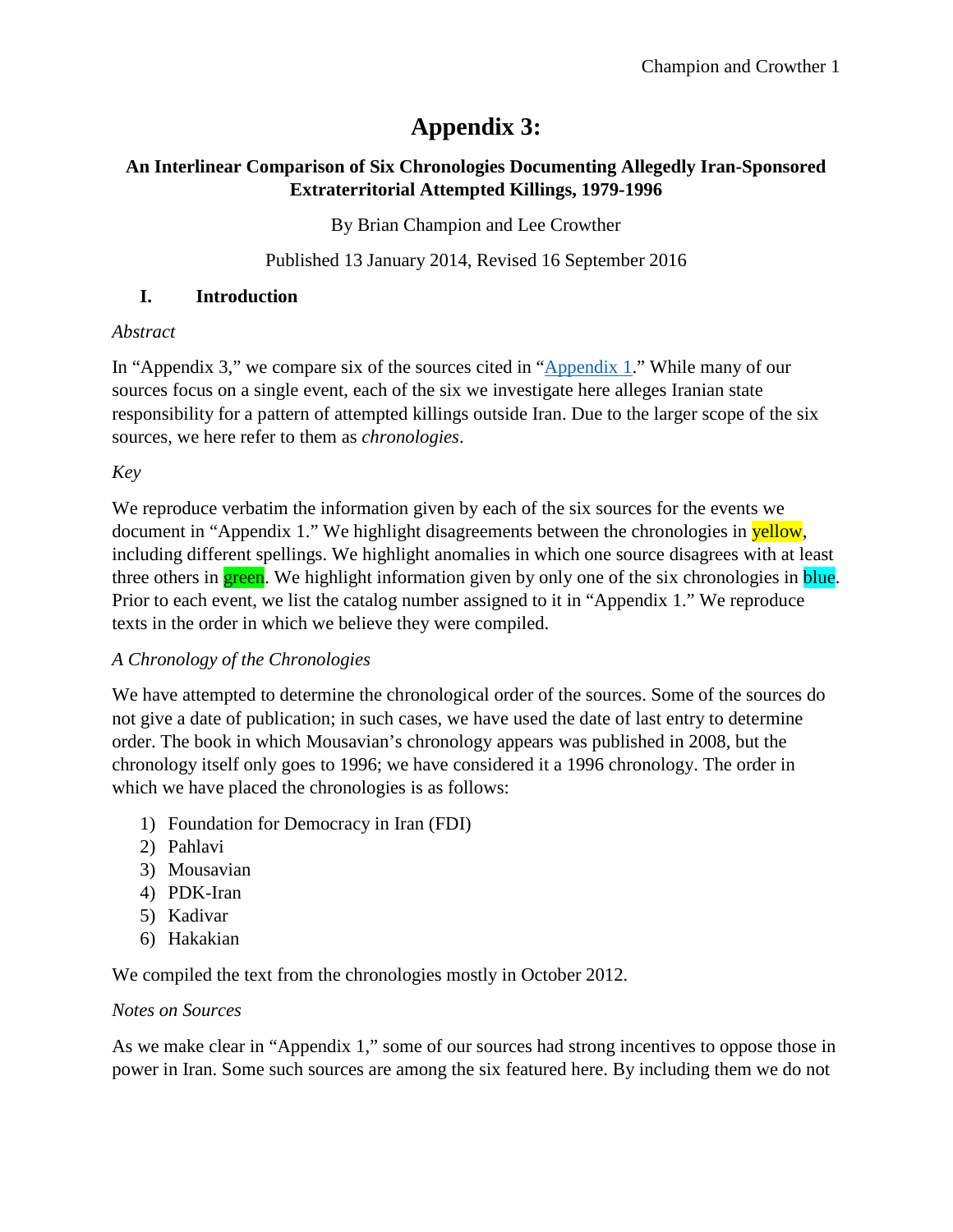# Appendix 3:

## An Interlinear Comparison of Six Chronologies Documenting Allegedly Iran-Sponsored Extraterritorial Attempted Killings, 1979-1996

By Brian Champion and Lee Crowther

Published 13 January 2014, Revised 16 September 2016

### I. Introduction

*Abstract*

In "Appendix 3," we compare six of the sources cited in "Appendix 1." While many of our sources focus on a single event, each of the six we investigate here alleges Iranian state responsibility for a pattern of attempted killings outside Iran. Due to the larger scope of the six sources, we here refer to them as *chronologies*.

*Key*

We reproduce verbatim the information given by each of the six sources for the events we document in "Appendix 1." We highlight disagreements between the chronologies in yellow, including different spellings. We highlight anomalies in which one source disagrees with at least three others in green. We highlight information given by only one of the six chronologies in blue. Prior to each event, we list the catalog number assigned to it in "Appendix 1." We reproduce texts in the order in which we believe they were compiled.

*A Chronology of the Chronologies*

We have attempted to determine the chronological order of the sources. Some of the sources do not give a date of publication; in such cases, we have used the date of last entry to determine order. The book in which Mousavian's chronology appears was published in 2008, but the chronology itself only goes to 1996; we have considered it a 1996 chronology. The order in which we have placed the chronologies is as follows:

1) Foundation for Democracy in Iran (FDI)
2) Pahlavi
3) Mousavian
4) PDK-Iran
5) Kadivar
6) Hakakian

We compiled the text from the chronologies mostly in October 2012.

*Notes on Sources*

As we make clear in "Appendix 1," some of our sources had strong incentives to oppose those in power in Iran. Some such sources are among the six featured here. By including them we do not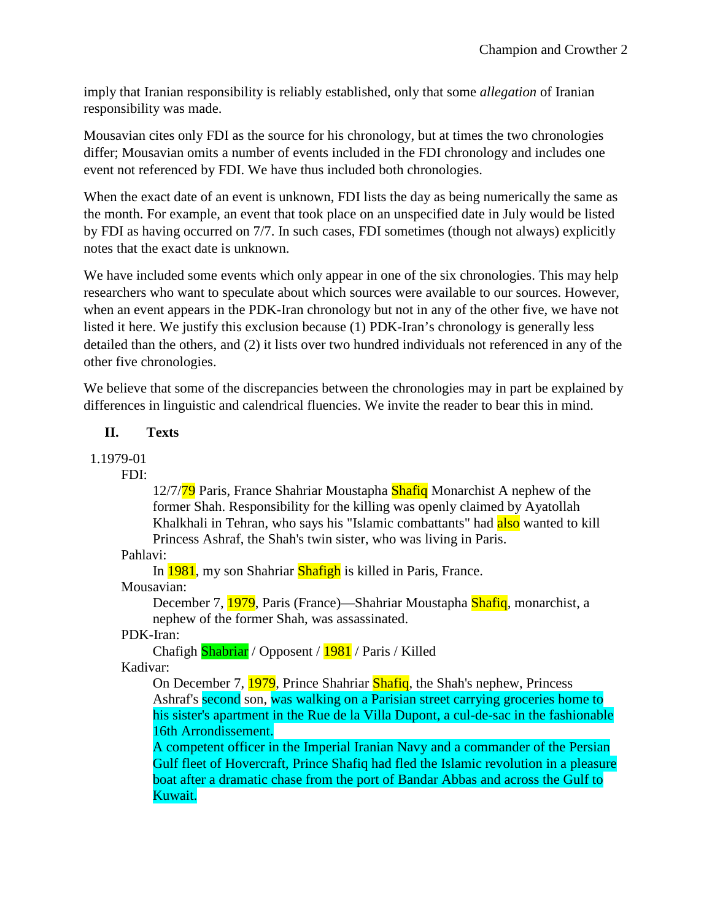imply that Iranian responsibility is reliably established, only that some *allegation* of Iranian responsibility was made.

Mousavian cites only FDI as the source for his chronology, but at times the two chronologies differ; Mousavian omits a number of events included in the FDI chronology and includes one event not referenced by FDI. We have thus included both chronologies.

When the exact date of an event is unknown, FDI lists the day as being numerically the same as the month. For example, an event that took place on an unspecified date in July would be listed by FDI as having occurred on 7/7. In such cases, FDI sometimes (though not always) explicitly notes that the exact date is unknown.

We have included some events which only appear in one of the six chronologies. This may help researchers who want to speculate about which sources were available to our sources. However, when an event appears in the PDK-Iran chronology but not in any of the other five, we have not listed it here. We justify this exclusion because (1) PDK-Iran's chronology is generally less detailed than the others, and (2) it lists over two hundred individuals not referenced in any of the other five chronologies.

We believe that some of the discrepancies between the chronologies may in part be explained by differences in linguistic and calendrical fluencies. We invite the reader to bear this in mind.

## II. Texts

1. 1979-01

FDI:

> 12/7/79 Paris, France Shahriar Moustapha Shafiq Monarchist A nephew of the former Shah. Responsibility for the killing was openly claimed by Ayatollah Khalkhali in Tehran, who says his "Islamic combattants" had also wanted to kill Princess Ashraf, the Shah's twin sister, who was living in Paris.

Pahlavi:

> In 1981, my son Shahriar Shafigh is killed in Paris, France.

Mousavian:

> December 7, 1979, Paris (France)—Shahriar Moustapha Shafiq, monarchist, a nephew of the former Shah, was assassinated.

PDK-Iran:

> Chafigh Shabriar / Opposent / 1981 / Paris / Killed

Kadivar:

> On December 7, 1979, Prince Shahriar Shafiq, the Shah's nephew, Princess Ashraf's second son, was walking on a Parisian street carrying groceries home to his sister's apartment in the Rue de la Villa Dupont, a cul-de-sac in the fashionable 16th Arrondissement.
>
> A competent officer in the Imperial Iranian Navy and a commander of the Persian Gulf fleet of Hovercraft, Prince Shafiq had fled the Islamic revolution in a pleasure boat after a dramatic chase from the port of Bandar Abbas and across the Gulf to Kuwait.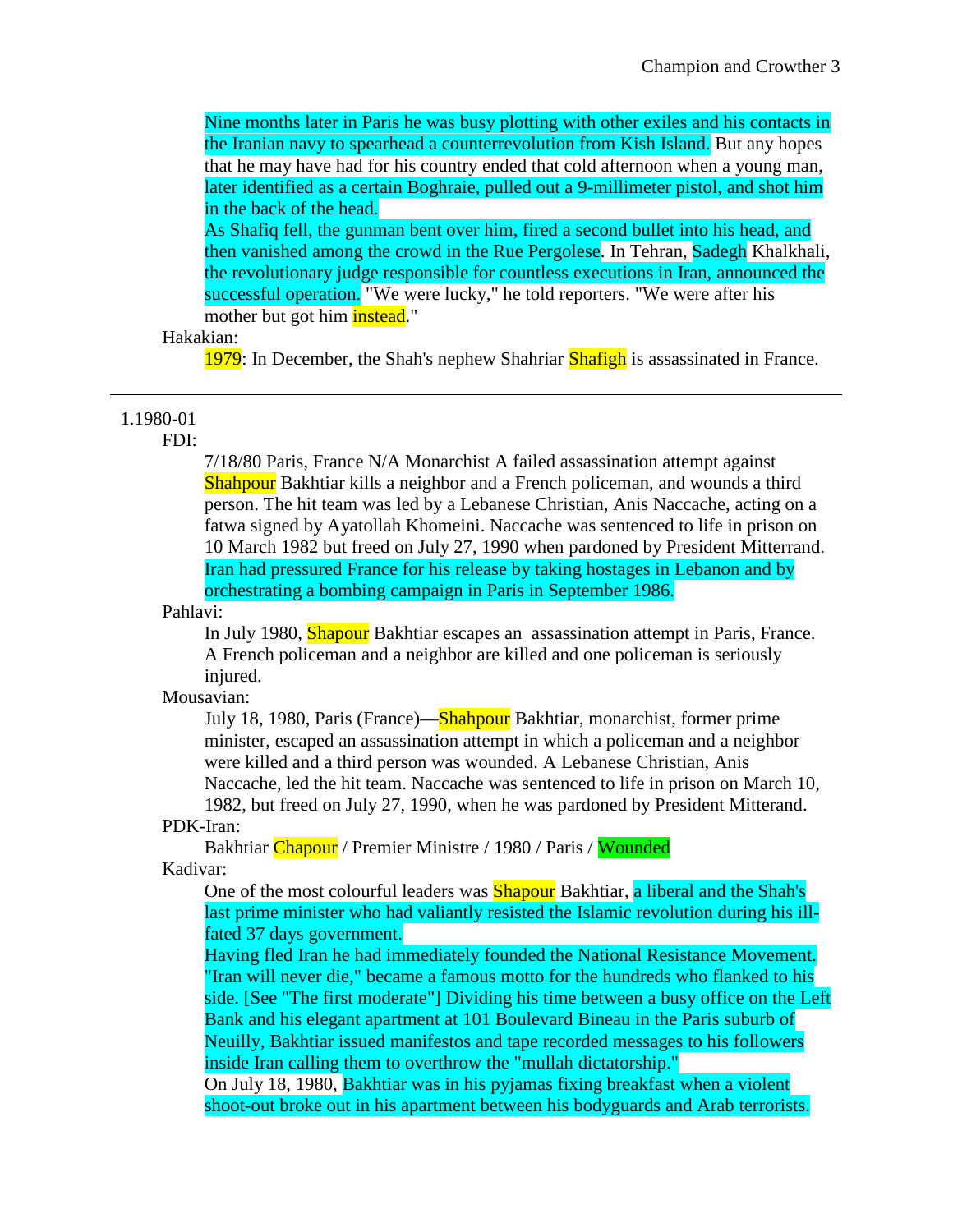Nine months later in Paris he was busy plotting with other exiles and his contacts in the Iranian navy to spearhead a counterrevolution from Kish Island. But any hopes that he may have had for his country ended that cold afternoon when a young man, later identified as a certain Boghraie, pulled out a 9-millimeter pistol, and shot him in the back of the head.

As Shafiq fell, the gunman bent over him, fired a second bullet into his head, and then vanished among the crowd in the Rue Pergolese. In Tehran, Sadegh Khalkhali, the revolutionary judge responsible for countless executions in Iran, announced the successful operation. "We were lucky," he told reporters. "We were after his mother but got him instead."

Hakakian:

1979: In December, the Shah's nephew Shahriar Shafigh is assassinated in France.

---

1.1980-01

FDI:

7/18/80 Paris, France N/A Monarchist A failed assassination attempt against Shahpour Bakhtiar kills a neighbor and a French policeman, and wounds a third person. The hit team was led by a Lebanese Christian, Anis Naccache, acting on a fatwa signed by Ayatollah Khomeini. Naccache was sentenced to life in prison on 10 March 1982 but freed on July 27, 1990 when pardoned by President Mitterrand. Iran had pressured France for his release by taking hostages in Lebanon and by orchestrating a bombing campaign in Paris in September 1986.

Pahlavi:

In July 1980, Shapour Bakhtiar escapes an assassination attempt in Paris, France. A French policeman and a neighbor are killed and one policeman is seriously injured.

Mousavian:

July 18, 1980, Paris (France)—Shahpour Bakhtiar, monarchist, former prime minister, escaped an assassination attempt in which a policeman and a neighbor were killed and a third person was wounded. A Lebanese Christian, Anis Naccache, led the hit team. Naccache was sentenced to life in prison on March 10, 1982, but freed on July 27, 1990, when he was pardoned by President Mitterand.

PDK-Iran:

Bakhtiar Chapour / Premier Ministre / 1980 / Paris / Wounded

Kadivar:

One of the most colourful leaders was Shapour Bakhtiar, a liberal and the Shah's last prime minister who had valiantly resisted the Islamic revolution during his ill-fated 37 days government.

Having fled Iran he had immediately founded the National Resistance Movement. "Iran will never die," became a famous motto for the hundreds who flanked to his side. [See "The first moderate"] Dividing his time between a busy office on the Left Bank and his elegant apartment at 101 Boulevard Bineau in the Paris suburb of Neuilly, Bakhtiar issued manifestos and tape recorded messages to his followers inside Iran calling them to overthrow the "mullah dictatorship."

On July 18, 1980, Bakhtiar was in his pyjamas fixing breakfast when a violent shoot-out broke out in his apartment between his bodyguards and Arab terrorists.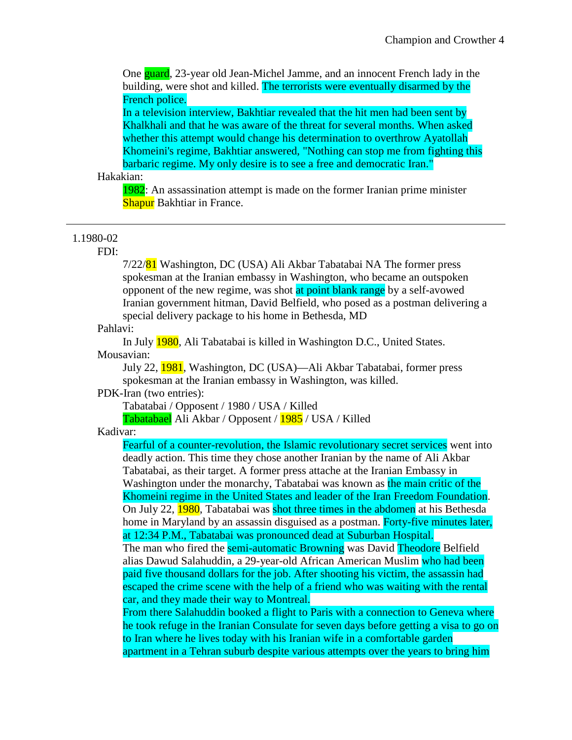One guard, 23-year old Jean-Michel Jamme, and an innocent French lady in the building, were shot and killed. The terrorists were eventually disarmed by the French police.
In a television interview, Bakhtiar revealed that the hit men had been sent by Khalkhali and that he was aware of the threat for several months. When asked whether this attempt would change his determination to overthrow Ayatollah Khomeini's regime, Bakhtiar answered, "Nothing can stop me from fighting this barbaric regime. My only desire is to see a free and democratic Iran."

Hakakian:

1982: An assassination attempt is made on the former Iranian prime minister Shapur Bakhtiar in France.

---

1.1980-02

FDI:

7/22/81 Washington, DC (USA) Ali Akbar Tabatabai NA The former press spokesman at the Iranian embassy in Washington, who became an outspoken opponent of the new regime, was shot at point blank range by a self-avowed Iranian government hitman, David Belfield, who posed as a postman delivering a special delivery package to his home in Bethesda, MD

Pahlavi:

In July 1980, Ali Tabatabai is killed in Washington D.C., United States.

Mousavian:

July 22, 1981, Washington, DC (USA)—Ali Akbar Tabatabai, former press spokesman at the Iranian embassy in Washington, was killed.

PDK-Iran (two entries):

Tabatabai / Opposent / 1980 / USA / Killed
Tabatabael Ali Akbar / Opposent / 1985 / USA / Killed

Kadivar:

Fearful of a counter-revolution, the Islamic revolutionary secret services went into deadly action. This time they chose another Iranian by the name of Ali Akbar Tabatabai, as their target. A former press attache at the Iranian Embassy in Washington under the monarchy, Tabatabai was known as the main critic of the Khomeini regime in the United States and leader of the Iran Freedom Foundation. On July 22, 1980, Tabatabai was shot three times in the abdomen at his Bethesda home in Maryland by an assassin disguised as a postman. Forty-five minutes later, at 12:34 P.M., Tabatabai was pronounced dead at Suburban Hospital.
The man who fired the semi-automatic Browning was David Theodore Belfield alias Dawud Salahuddin, a 29-year-old African American Muslim who had been paid five thousand dollars for the job. After shooting his victim, the assassin had escaped the crime scene with the help of a friend who was waiting with the rental car, and they made their way to Montreal.
From there Salahuddin booked a flight to Paris with a connection to Geneva where he took refuge in the Iranian Consulate for seven days before getting a visa to go on to Iran where he lives today with his Iranian wife in a comfortable garden apartment in a Tehran suburb despite various attempts over the years to bring him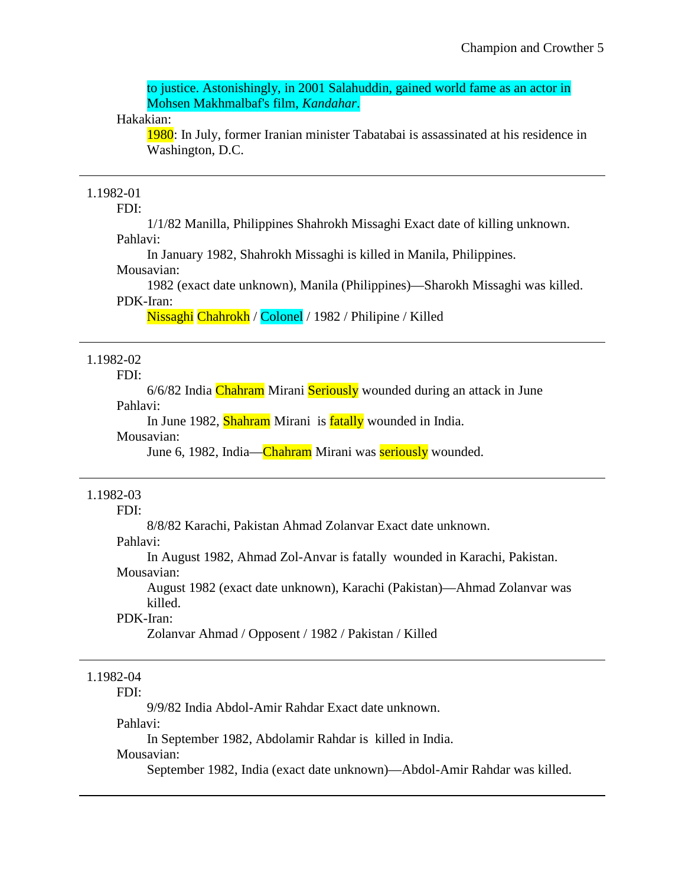to justice. Astonishingly, in 2001 Salahuddin, gained world fame as an actor in Mohsen Makhmalbaf's film, *Kandahar*.

Hakakian:

1980: In July, former Iranian minister Tabatabai is assassinated at his residence in Washington, D.C.

---

1.1982-01

FDI:

1/1/82 Manilla, Philippines Shahrokh Missaghi Exact date of killing unknown.

Pahlavi:

In January 1982, Shahrokh Missaghi is killed in Manila, Philippines.

Mousavian:

1982 (exact date unknown), Manila (Philippines)—Sharokh Missaghi was killed.

PDK-Iran:

Nissaghi Chahrokh / Colonel / 1982 / Philipine / Killed

---

1.1982-02

FDI:

6/6/82 India Chahram Mirani Seriously wounded during an attack in June

Pahlavi:

In June 1982, Shahram Mirani is fatally wounded in India.

Mousavian:

June 6, 1982, India—Chahram Mirani was seriously wounded.

---

1.1982-03

FDI:

8/8/82 Karachi, Pakistan Ahmad Zolanvar Exact date unknown.

Pahlavi:

In August 1982, Ahmad Zol-Anvar is fatally wounded in Karachi, Pakistan.

Mousavian:

August 1982 (exact date unknown), Karachi (Pakistan)—Ahmad Zolanvar was killed.

PDK-Iran:

Zolanvar Ahmad / Opposent / 1982 / Pakistan / Killed

---

1.1982-04

FDI:

9/9/82 India Abdol-Amir Rahdar Exact date unknown.

Pahlavi:

In September 1982, Abdolamir Rahdar is killed in India.

Mousavian:

September 1982, India (exact date unknown)—Abdol-Amir Rahdar was killed.

---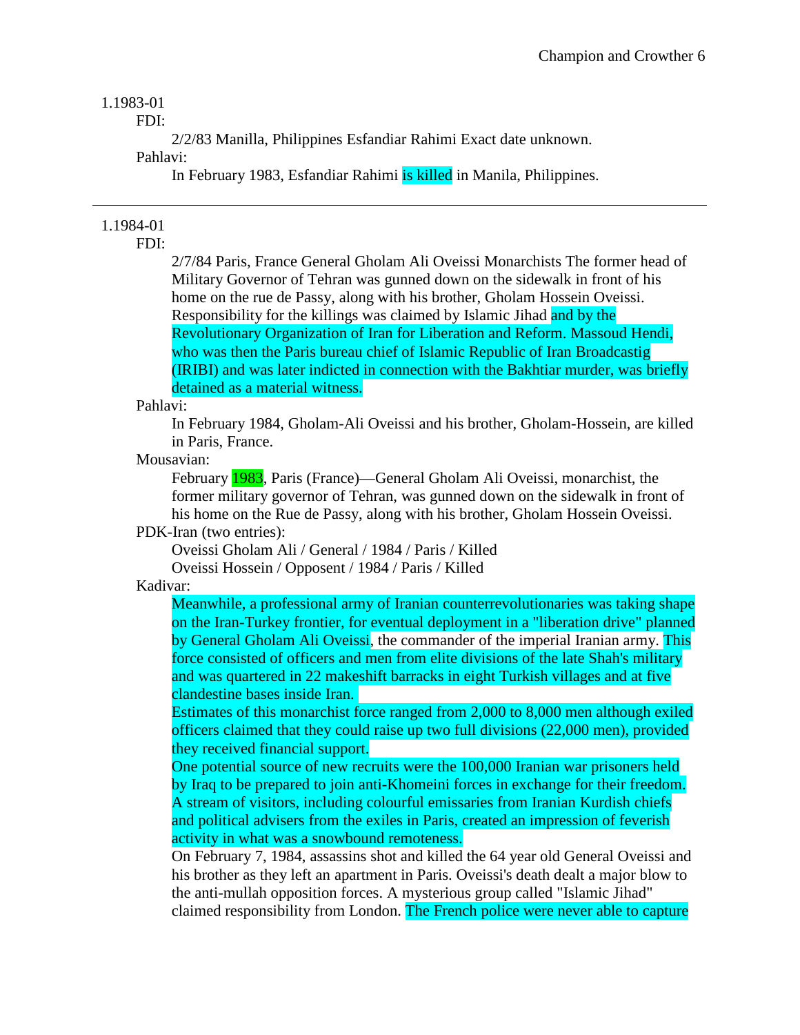1.1983-01

FDI:

2/2/83 Manilla, Philippines Esfandiar Rahimi Exact date unknown.

Pahlavi:

In February 1983, Esfandiar Rahimi is killed in Manila, Philippines.

---

1.1984-01

FDI:

2/7/84 Paris, France General Gholam Ali Oveissi Monarchists The former head of Military Governor of Tehran was gunned down on the sidewalk in front of his home on the rue de Passy, along with his brother, Gholam Hossein Oveissi. Responsibility for the killings was claimed by Islamic Jihad and by the Revolutionary Organization of Iran for Liberation and Reform. Massoud Hendi, who was then the Paris bureau chief of Islamic Republic of Iran Broadcastig (IRIBI) and was later indicted in connection with the Bakhtiar murder, was briefly detained as a material witness.

Pahlavi:

In February 1984, Gholam-Ali Oveissi and his brother, Gholam-Hossein, are killed in Paris, France.

Mousavian:

February 1983, Paris (France)—General Gholam Ali Oveissi, monarchist, the former military governor of Tehran, was gunned down on the sidewalk in front of his home on the Rue de Passy, along with his brother, Gholam Hossein Oveissi.

PDK-Iran (two entries):

Oveissi Gholam Ali / General / 1984 / Paris / Killed
Oveissi Hossein / Opposent / 1984 / Paris / Killed

Kadivar:

Meanwhile, a professional army of Iranian counterrevolutionaries was taking shape on the Iran-Turkey frontier, for eventual deployment in a "liberation drive" planned by General Gholam Ali Oveissi, the commander of the imperial Iranian army. This force consisted of officers and men from elite divisions of the late Shah's military and was quartered in 22 makeshift barracks in eight Turkish villages and at five clandestine bases inside Iran.

Estimates of this monarchist force ranged from 2,000 to 8,000 men although exiled officers claimed that they could raise up two full divisions (22,000 men), provided they received financial support.

One potential source of new recruits were the 100,000 Iranian war prisoners held by Iraq to be prepared to join anti-Khomeini forces in exchange for their freedom. A stream of visitors, including colourful emissaries from Iranian Kurdish chiefs and political advisers from the exiles in Paris, created an impression of feverish activity in what was a snowbound remoteness.

On February 7, 1984, assassins shot and killed the 64 year old General Oveissi and his brother as they left an apartment in Paris. Oveissi's death dealt a major blow to the anti-mullah opposition forces. A mysterious group called "Islamic Jihad" claimed responsibility from London. The French police were never able to capture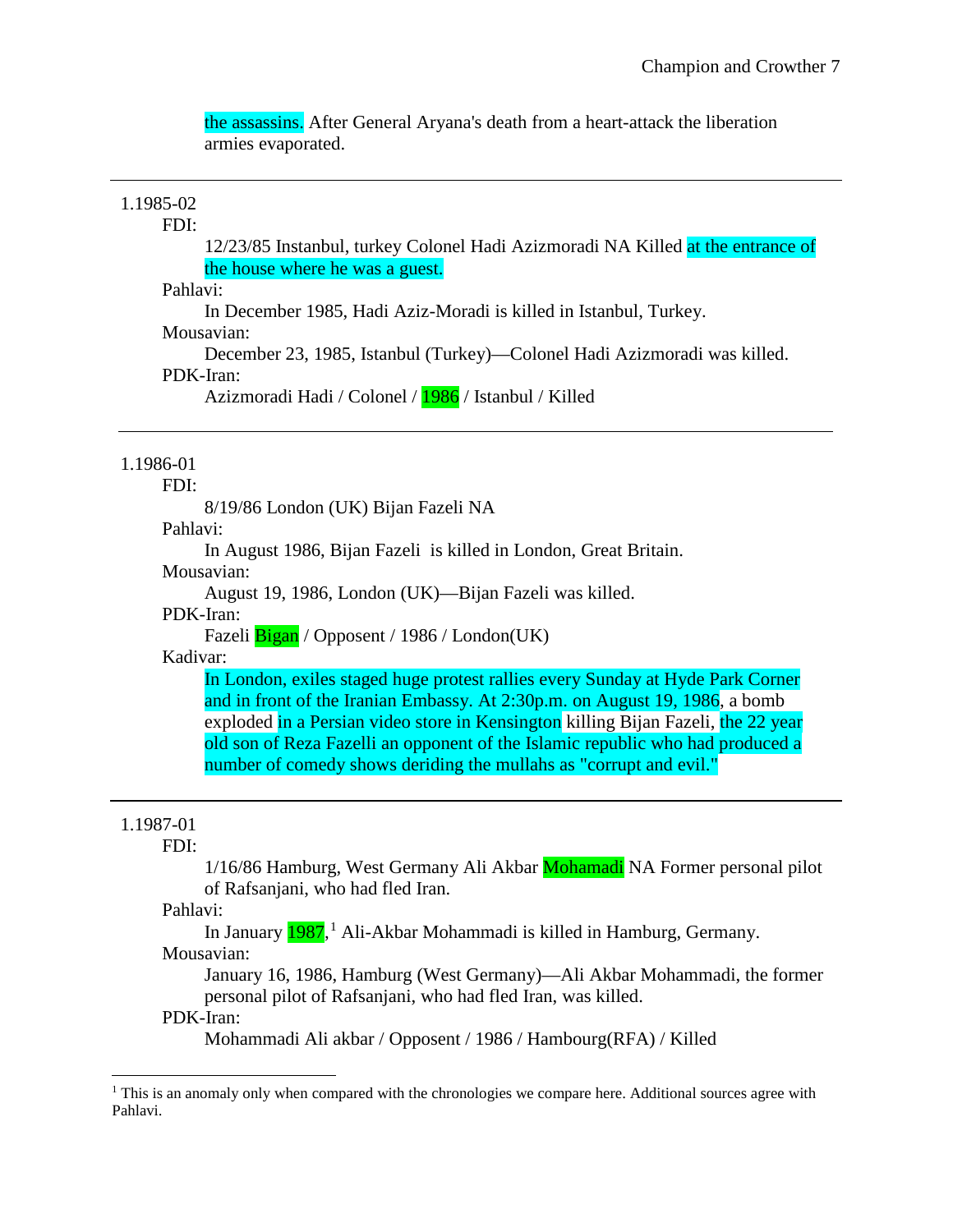the assassins. After General Aryana's death from a heart-attack the liberation armies evaporated.

---

1.1985-02

FDI:

12/23/85 Instanbul, turkey Colonel Hadi Azizmoradi NA Killed at the entrance of the house where he was a guest.

Pahlavi:

In December 1985, Hadi Aziz-Moradi is killed in Istanbul, Turkey.

Mousavian:

December 23, 1985, Istanbul (Turkey)—Colonel Hadi Azizmoradi was killed.

PDK-Iran:

Azizmoradi Hadi / Colonel / 1986 / Istanbul / Killed

---

1.1986-01

FDI:

8/19/86 London (UK) Bijan Fazeli NA

Pahlavi:

In August 1986, Bijan Fazeli is killed in London, Great Britain.

Mousavian:

August 19, 1986, London (UK)—Bijan Fazeli was killed.

PDK-Iran:

Fazeli Bigan / Opposent / 1986 / London(UK)

Kadivar:

In London, exiles staged huge protest rallies every Sunday at Hyde Park Corner and in front of the Iranian Embassy. At 2:30p.m. on August 19, 1986, a bomb exploded in a Persian video store in Kensington killing Bijan Fazeli, the 22 year old son of Reza Fazelli an opponent of the Islamic republic who had produced a number of comedy shows deriding the mullahs as "corrupt and evil."

---

1.1987-01

FDI:

1/16/86 Hamburg, West Germany Ali Akbar Mohamadi NA Former personal pilot of Rafsanjani, who had fled Iran.

Pahlavi:

In January 1987,[1] Ali-Akbar Mohammadi is killed in Hamburg, Germany.

Mousavian:

January 16, 1986, Hamburg (West Germany)—Ali Akbar Mohammadi, the former personal pilot of Rafsanjani, who had fled Iran, was killed.

PDK-Iran:

Mohammadi Ali akbar / Opposent / 1986 / Hambourg(RFA) / Killed

---

[1] This is an anomaly only when compared with the chronologies we compare here. Additional sources agree with Pahlavi.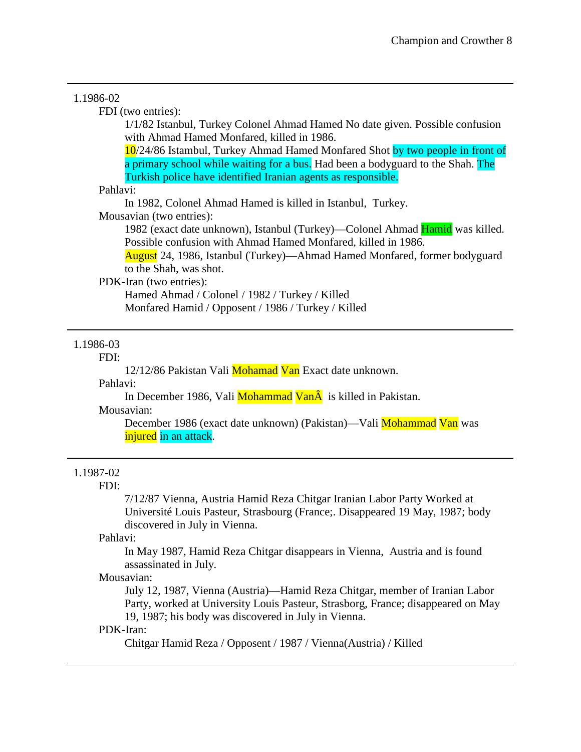---

1.1986-02

FDI (two entries):

1/1/82 Istanbul, Turkey Colonel Ahmad Hamed No date given. Possible confusion with Ahmad Hamed Monfared, killed in 1986.

10/24/86 Istambul, Turkey Ahmad Hamed Monfared Shot by two people in front of a primary school while waiting for a bus. Had been a bodyguard to the Shah. The Turkish police have identified Iranian agents as responsible.

Pahlavi:

In 1982, Colonel Ahmad Hamed is killed in Istanbul, Turkey.

Mousavian (two entries):

1982 (exact date unknown), Istanbul (Turkey)—Colonel Ahmad Hamid was killed. Possible confusion with Ahmad Hamed Monfared, killed in 1986.

August 24, 1986, Istanbul (Turkey)—Ahmad Hamed Monfared, former bodyguard to the Shah, was shot.

PDK-Iran (two entries):

Hamed Ahmad / Colonel / 1982 / Turkey / Killed
Monfared Hamid / Opposent / 1986 / Turkey / Killed

---

1.1986-03

FDI:

12/12/86 Pakistan Vali Mohamad Van Exact date unknown.

Pahlavi:

In December 1986, Vali Mohammad VanÂ is killed in Pakistan.

Mousavian:

December 1986 (exact date unknown) (Pakistan)—Vali Mohammad Van was injured in an attack.

---

1.1987-02

FDI:

7/12/87 Vienna, Austria Hamid Reza Chitgar Iranian Labor Party Worked at Université Louis Pasteur, Strasbourg (France;. Disappeared 19 May, 1987; body discovered in July in Vienna.

Pahlavi:

In May 1987, Hamid Reza Chitgar disappears in Vienna, Austria and is found assassinated in July.

Mousavian:

July 12, 1987, Vienna (Austria)—Hamid Reza Chitgar, member of Iranian Labor Party, worked at University Louis Pasteur, Strasborg, France; disappeared on May 19, 1987; his body was discovered in July in Vienna.

PDK-Iran:

Chitgar Hamid Reza / Opposent / 1987 / Vienna(Austria) / Killed

---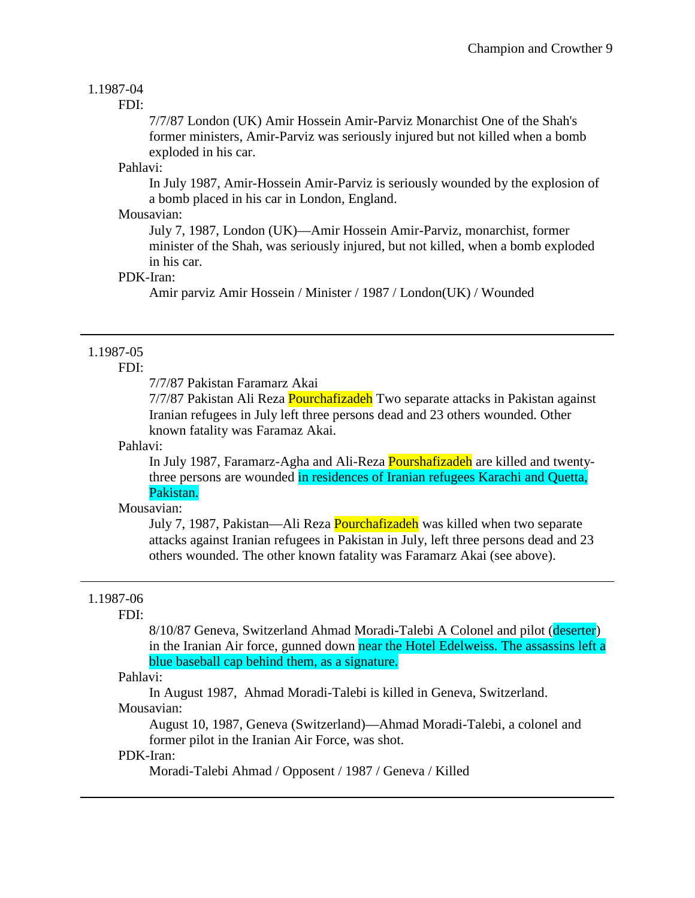1.1987-04

FDI:

7/7/87 London (UK) Amir Hossein Amir-Parviz Monarchist One of the Shah's former ministers, Amir-Parviz was seriously injured but not killed when a bomb exploded in his car.

Pahlavi:

In July 1987, Amir-Hossein Amir-Parviz is seriously wounded by the explosion of a bomb placed in his car in London, England.

Mousavian:

July 7, 1987, London (UK)—Amir Hossein Amir-Parviz, monarchist, former minister of the Shah, was seriously injured, but not killed, when a bomb exploded in his car.

PDK-Iran:

Amir parviz Amir Hossein / Minister / 1987 / London(UK) / Wounded

---

1.1987-05

FDI:

7/7/87 Pakistan Faramarz Akai

7/7/87 Pakistan Ali Reza Pourchafizadeh Two separate attacks in Pakistan against Iranian refugees in July left three persons dead and 23 others wounded. Other known fatality was Faramaz Akai.

Pahlavi:

In July 1987, Faramarz-Agha and Ali-Reza Pourshafizadeh are killed and twenty-three persons are wounded in residences of Iranian refugees Karachi and Quetta, Pakistan.

Mousavian:

July 7, 1987, Pakistan—Ali Reza Pourchafizadeh was killed when two separate attacks against Iranian refugees in Pakistan in July, left three persons dead and 23 others wounded. The other known fatality was Faramarz Akai (see above).

---

1.1987-06

FDI:

8/10/87 Geneva, Switzerland Ahmad Moradi-Talebi A Colonel and pilot (deserter) in the Iranian Air force, gunned down near the Hotel Edelweiss. The assassins left a blue baseball cap behind them, as a signature.

Pahlavi:

In August 1987, Ahmad Moradi-Talebi is killed in Geneva, Switzerland.

Mousavian:

August 10, 1987, Geneva (Switzerland)—Ahmad Moradi-Talebi, a colonel and former pilot in the Iranian Air Force, was shot.

PDK-Iran:

Moradi-Talebi Ahmad / Opposent / 1987 / Geneva / Killed

---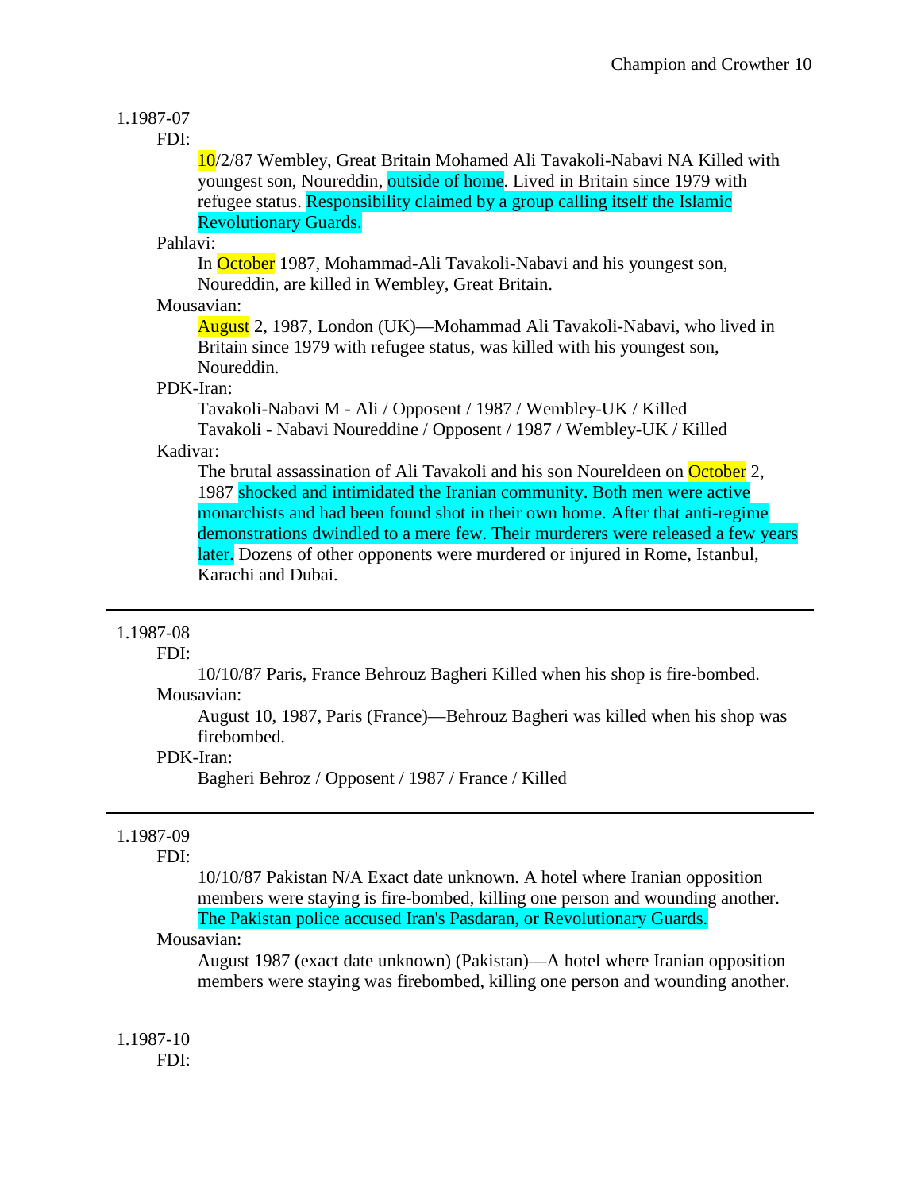1.1987-07

FDI:

10/2/87 Wembley, Great Britain Mohamed Ali Tavakoli-Nabavi NA Killed with youngest son, Noureddin, outside of home. Lived in Britain since 1979 with refugee status. Responsibility claimed by a group calling itself the Islamic Revolutionary Guards.

Pahlavi:

In October 1987, Mohammad-Ali Tavakoli-Nabavi and his youngest son, Noureddin, are killed in Wembley, Great Britain.

Mousavian:

August 2, 1987, London (UK)—Mohammad Ali Tavakoli-Nabavi, who lived in Britain since 1979 with refugee status, was killed with his youngest son, Noureddin.

PDK-Iran:

Tavakoli-Nabavi M - Ali / Opposent / 1987 / Wembley-UK / Killed
Tavakoli - Nabavi Noureddine / Opposent / 1987 / Wembley-UK / Killed

Kadivar:

The brutal assassination of Ali Tavakoli and his son Noureldeen on October 2, 1987 shocked and intimidated the Iranian community. Both men were active monarchists and had been found shot in their own home. After that anti-regime demonstrations dwindled to a mere few. Their murderers were released a few years later. Dozens of other opponents were murdered or injured in Rome, Istanbul, Karachi and Dubai.

---

1.1987-08

FDI:

10/10/87 Paris, France Behrouz Bagheri Killed when his shop is fire-bombed.

Mousavian:

August 10, 1987, Paris (France)—Behrouz Bagheri was killed when his shop was firebombed.

PDK-Iran:

Bagheri Behroz / Opposent / 1987 / France / Killed

---

1.1987-09

FDI:

10/10/87 Pakistan N/A Exact date unknown. A hotel where Iranian opposition members were staying is fire-bombed, killing one person and wounding another. The Pakistan police accused Iran's Pasdaran, or Revolutionary Guards.

Mousavian:

August 1987 (exact date unknown) (Pakistan)—A hotel where Iranian opposition members were staying was firebombed, killing one person and wounding another.

---

1.1987-10

FDI: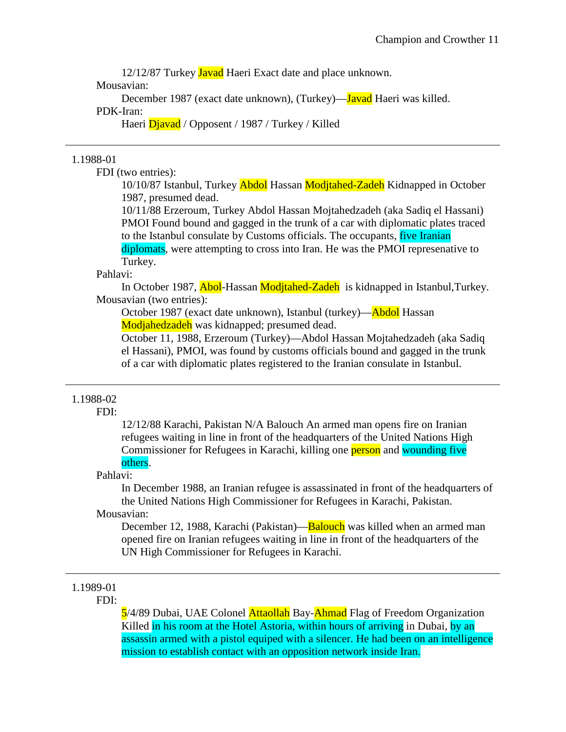12/12/87 Turkey Javad Haeri Exact date and place unknown.

Mousavian:

December 1987 (exact date unknown), (Turkey)—Javad Haeri was killed.

PDK-Iran:

Haeri Djavad / Opposent / 1987 / Turkey / Killed

---

1.1988-01

FDI (two entries):

10/10/87 Istanbul, Turkey Abdol Hassan Modjtahed-Zadeh Kidnapped in October 1987, presumed dead.

10/11/88 Erzeroum, Turkey Abdol Hassan Mojtahedzadeh (aka Sadiq el Hassani) PMOI Found bound and gagged in the trunk of a car with diplomatic plates traced to the Istanbul consulate by Customs officials. The occupants, five Iranian diplomats, were attempting to cross into Iran. He was the PMOI represenative to Turkey.

Pahlavi:

In October 1987, Abol-Hassan Modjtahed-Zadeh is kidnapped in Istanbul,Turkey.

Mousavian (two entries):

October 1987 (exact date unknown), Istanbul (turkey)—Abdol Hassan Modjahedzadeh was kidnapped; presumed dead.

October 11, 1988, Erzeroum (Turkey)—Abdol Hassan Mojtahedzadeh (aka Sadiq el Hassani), PMOI, was found by customs officials bound and gagged in the trunk of a car with diplomatic plates registered to the Iranian consulate in Istanbul.

---

1.1988-02

FDI:

12/12/88 Karachi, Pakistan N/A Balouch An armed man opens fire on Iranian refugees waiting in line in front of the headquarters of the United Nations High Commissioner for Refugees in Karachi, killing one person and wounding five others.

Pahlavi:

In December 1988, an Iranian refugee is assassinated in front of the headquarters of the United Nations High Commissioner for Refugees in Karachi, Pakistan.

Mousavian:

December 12, 1988, Karachi (Pakistan)—Balouch was killed when an armed man opened fire on Iranian refugees waiting in line in front of the headquarters of the UN High Commissioner for Refugees in Karachi.

---

1.1989-01

FDI:

5/4/89 Dubai, UAE Colonel Attaollah Bay-Ahmad Flag of Freedom Organization Killed in his room at the Hotel Astoria, within hours of arriving in Dubai, by an assassin armed with a pistol equiped with a silencer. He had been on an intelligence mission to establish contact with an opposition network inside Iran.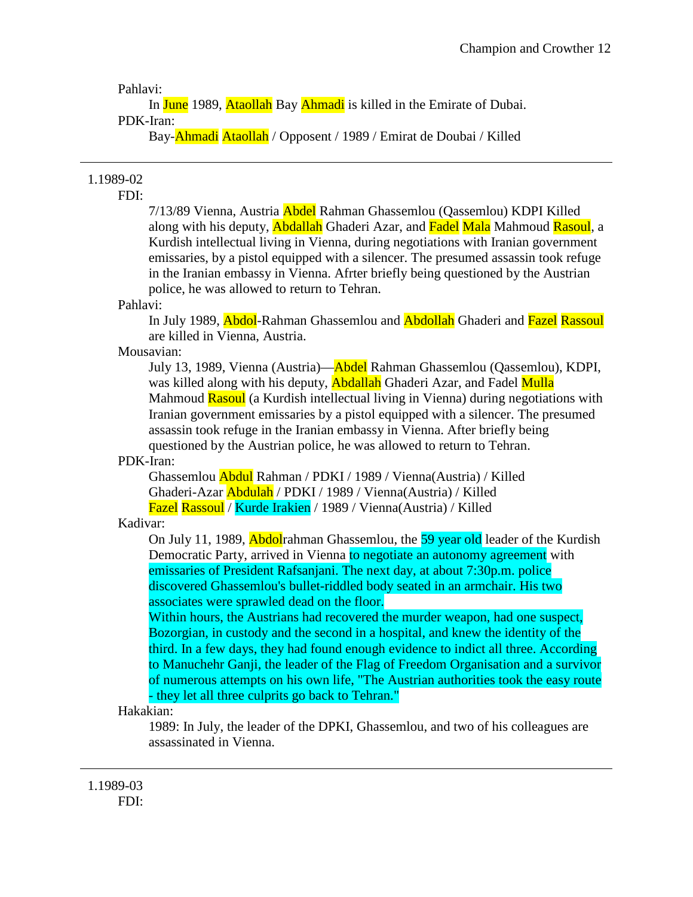Pahlavi:

In June 1989, Ataollah Bay Ahmadi is killed in the Emirate of Dubai.

PDK-Iran:

Bay-Ahmadi Ataollah / Opposent / 1989 / Emirat de Doubai / Killed

---

1.1989-02

FDI:

7/13/89 Vienna, Austria Abdel Rahman Ghassemlou (Qassemlou) KDPI Killed along with his deputy, Abdallah Ghaderi Azar, and Fadel Mala Mahmoud Rasoul, a Kurdish intellectual living in Vienna, during negotiations with Iranian government emissaries, by a pistol equipped with a silencer. The presumed assassin took refuge in the Iranian embassy in Vienna. Afrter briefly being questioned by the Austrian police, he was allowed to return to Tehran.

Pahlavi:

In July 1989, Abdol-Rahman Ghassemlou and Abdollah Ghaderi and Fazel Rassoul are killed in Vienna, Austria.

Mousavian:

July 13, 1989, Vienna (Austria)—Abdel Rahman Ghassemlou (Qassemlou), KDPI, was killed along with his deputy, Abdallah Ghaderi Azar, and Fadel Mulla Mahmoud Rasoul (a Kurdish intellectual living in Vienna) during negotiations with Iranian government emissaries by a pistol equipped with a silencer. The presumed assassin took refuge in the Iranian embassy in Vienna. After briefly being questioned by the Austrian police, he was allowed to return to Tehran.

PDK-Iran:

Ghassemlou Abdul Rahman / PDKI / 1989 / Vienna(Austria) / Killed
Ghaderi-Azar Abdulah / PDKI / 1989 / Vienna(Austria) / Killed
Fazel Rassoul / Kurde Irakien / 1989 / Vienna(Austria) / Killed

Kadivar:

On July 11, 1989, Abdolrahman Ghassemlou, the 59 year old leader of the Kurdish Democratic Party, arrived in Vienna to negotiate an autonomy agreement with emissaries of President Rafsanjani. The next day, at about 7:30p.m. police discovered Ghassemlou's bullet-riddled body seated in an armchair. His two associates were sprawled dead on the floor.

Within hours, the Austrians had recovered the murder weapon, had one suspect, Bozorgian, in custody and the second in a hospital, and knew the identity of the third. In a few days, they had found enough evidence to indict all three. According to Manuchehr Ganji, the leader of the Flag of Freedom Organisation and a survivor of numerous attempts on his own life, "The Austrian authorities took the easy route - they let all three culprits go back to Tehran."

Hakakian:

1989: In July, the leader of the DPKI, Ghassemlou, and two of his colleagues are assassinated in Vienna.

---

1.1989-03

FDI: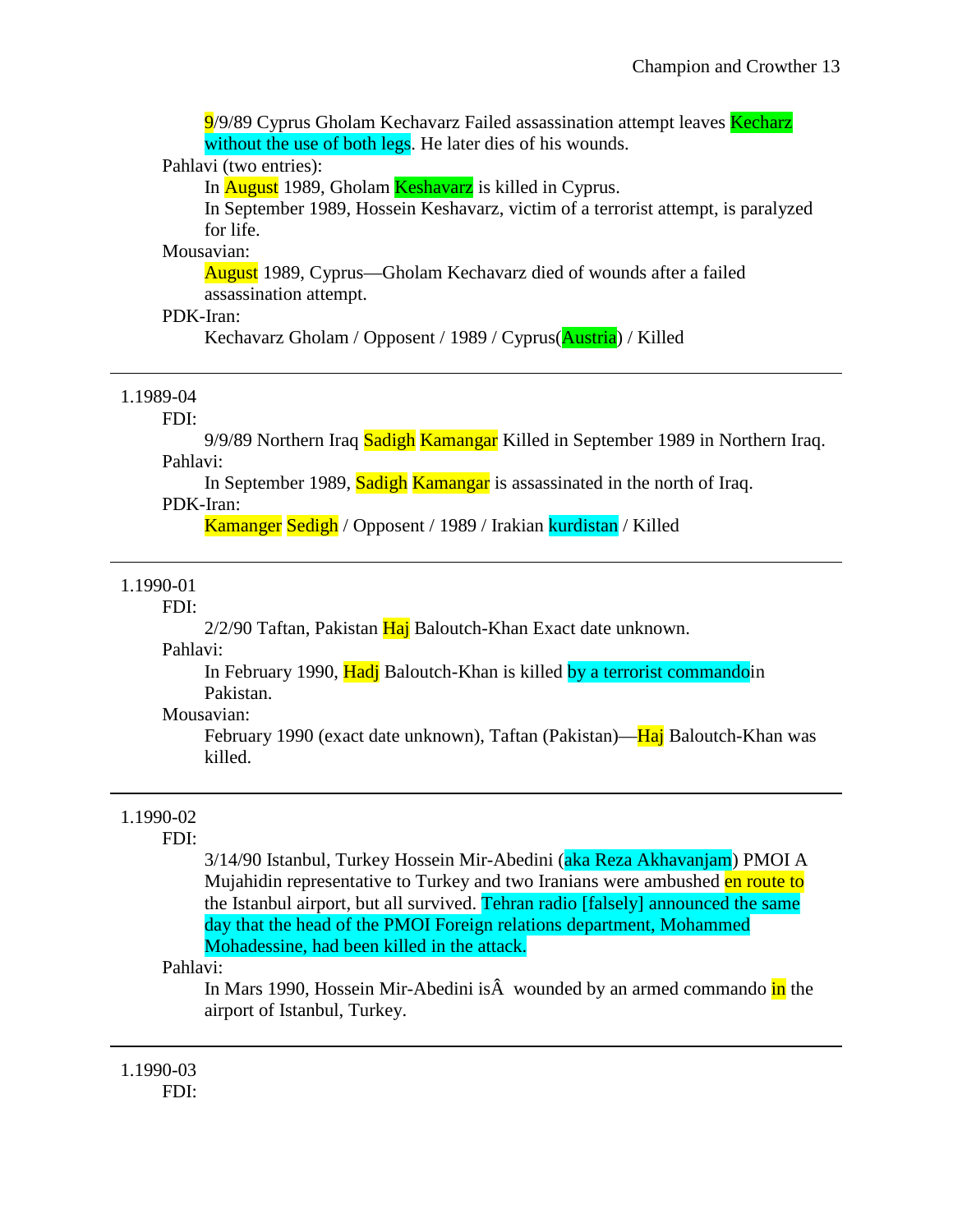9/9/89 Cyprus Gholam Kechavarz Failed assassination attempt leaves Kecharz without the use of both legs. He later dies of his wounds.

Pahlavi (two entries):

In August 1989, Gholam Keshavarz is killed in Cyprus.

In September 1989, Hossein Keshavarz, victim of a terrorist attempt, is paralyzed for life.

Mousavian:

August 1989, Cyprus—Gholam Kechavarz died of wounds after a failed assassination attempt.

PDK-Iran:

Kechavarz Gholam / Opposent / 1989 / Cyprus(Austria) / Killed

---

1.1989-04

FDI:

9/9/89 Northern Iraq Sadigh Kamangar Killed in September 1989 in Northern Iraq.

Pahlavi:

In September 1989, Sadigh Kamangar is assassinated in the north of Iraq.

PDK-Iran:

Kamanger Sedigh / Opposent / 1989 / Irakian kurdistan / Killed

---

1.1990-01

FDI:

2/2/90 Taftan, Pakistan Haj Baloutch-Khan Exact date unknown.

Pahlavi:

In February 1990, Hadj Baloutch-Khan is killed by a terrorist commandoin Pakistan.

Mousavian:

February 1990 (exact date unknown), Taftan (Pakistan)—Haj Baloutch-Khan was killed.

---

1.1990-02

FDI:

3/14/90 Istanbul, Turkey Hossein Mir-Abedini (aka Reza Akhavanjam) PMOI A Mujahidin representative to Turkey and two Iranians were ambushed en route to the Istanbul airport, but all survived. Tehran radio [falsely] announced the same day that the head of the PMOI Foreign relations department, Mohammed Mohadessine, had been killed in the attack.

Pahlavi:

In Mars 1990, Hossein Mir-Abedini isÂ  wounded by an armed commando in the airport of Istanbul, Turkey.

---

1.1990-03

FDI: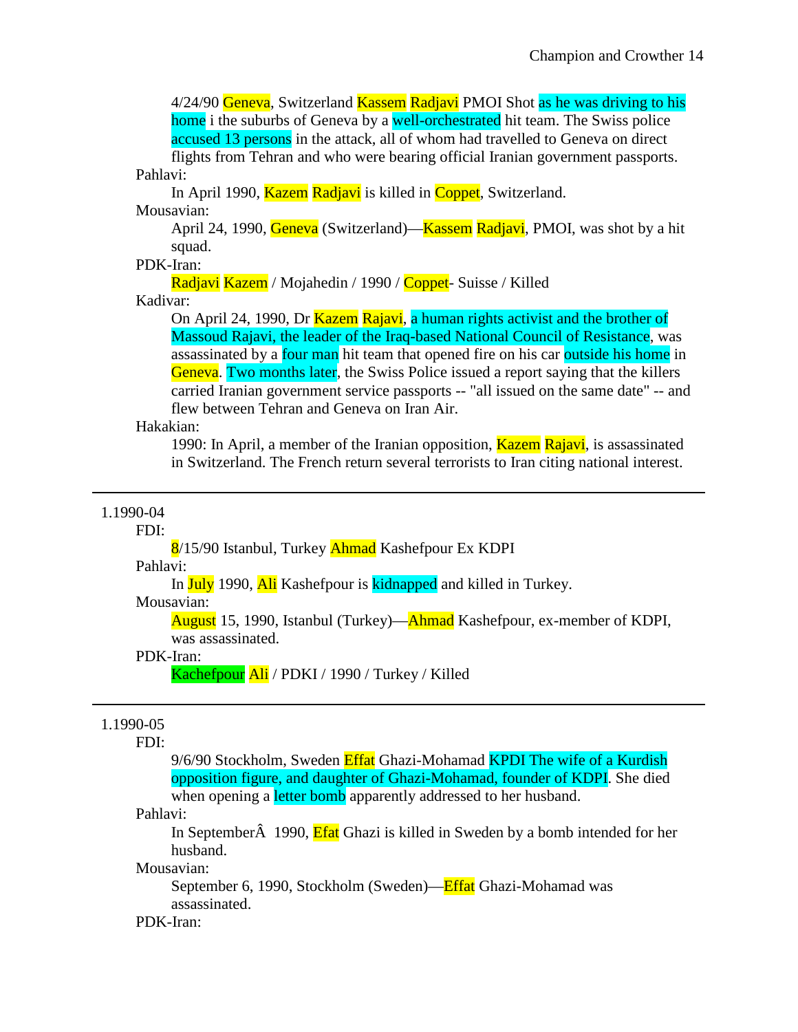4/24/90 Geneva, Switzerland Kassem Radjavi PMOI Shot as he was driving to his home i the suburbs of Geneva by a well-orchestrated hit team. The Swiss police accused 13 persons in the attack, all of whom had travelled to Geneva on direct flights from Tehran and who were bearing official Iranian government passports.

Pahlavi:

In April 1990, Kazem Radjavi is killed in Coppet, Switzerland.

Mousavian:

April 24, 1990, Geneva (Switzerland)—Kassem Radjavi, PMOI, was shot by a hit squad.

PDK-Iran:

Radjavi Kazem / Mojahedin / 1990 / Coppet- Suisse / Killed

Kadivar:

On April 24, 1990, Dr Kazem Rajavi, a human rights activist and the brother of Massoud Rajavi, the leader of the Iraq-based National Council of Resistance, was assassinated by a four man hit team that opened fire on his car outside his home in Geneva. Two months later, the Swiss Police issued a report saying that the killers carried Iranian government service passports -- "all issued on the same date" -- and flew between Tehran and Geneva on Iran Air.

Hakakian:

1990: In April, a member of the Iranian opposition, Kazem Rajavi, is assassinated in Switzerland. The French return several terrorists to Iran citing national interest.

---

1.1990-04

FDI:

8/15/90 Istanbul, Turkey Ahmad Kashefpour Ex KDPI

Pahlavi:

In July 1990, Ali Kashefpour is kidnapped and killed in Turkey.

Mousavian:

August 15, 1990, Istanbul (Turkey)—Ahmad Kashefpour, ex-member of KDPI, was assassinated.

PDK-Iran:

Kachefpour Ali / PDKI / 1990 / Turkey / Killed

---

1.1990-05

FDI:

9/6/90 Stockholm, Sweden Effat Ghazi-Mohamad KPDI The wife of a Kurdish opposition figure, and daughter of Ghazi-Mohamad, founder of KDPI. She died when opening a letter bomb apparently addressed to her husband.

Pahlavi:

In SeptemberÂ  1990, Efat Ghazi is killed in Sweden by a bomb intended for her husband.

Mousavian:

September 6, 1990, Stockholm (Sweden)—Effat Ghazi-Mohamad was assassinated.

PDK-Iran: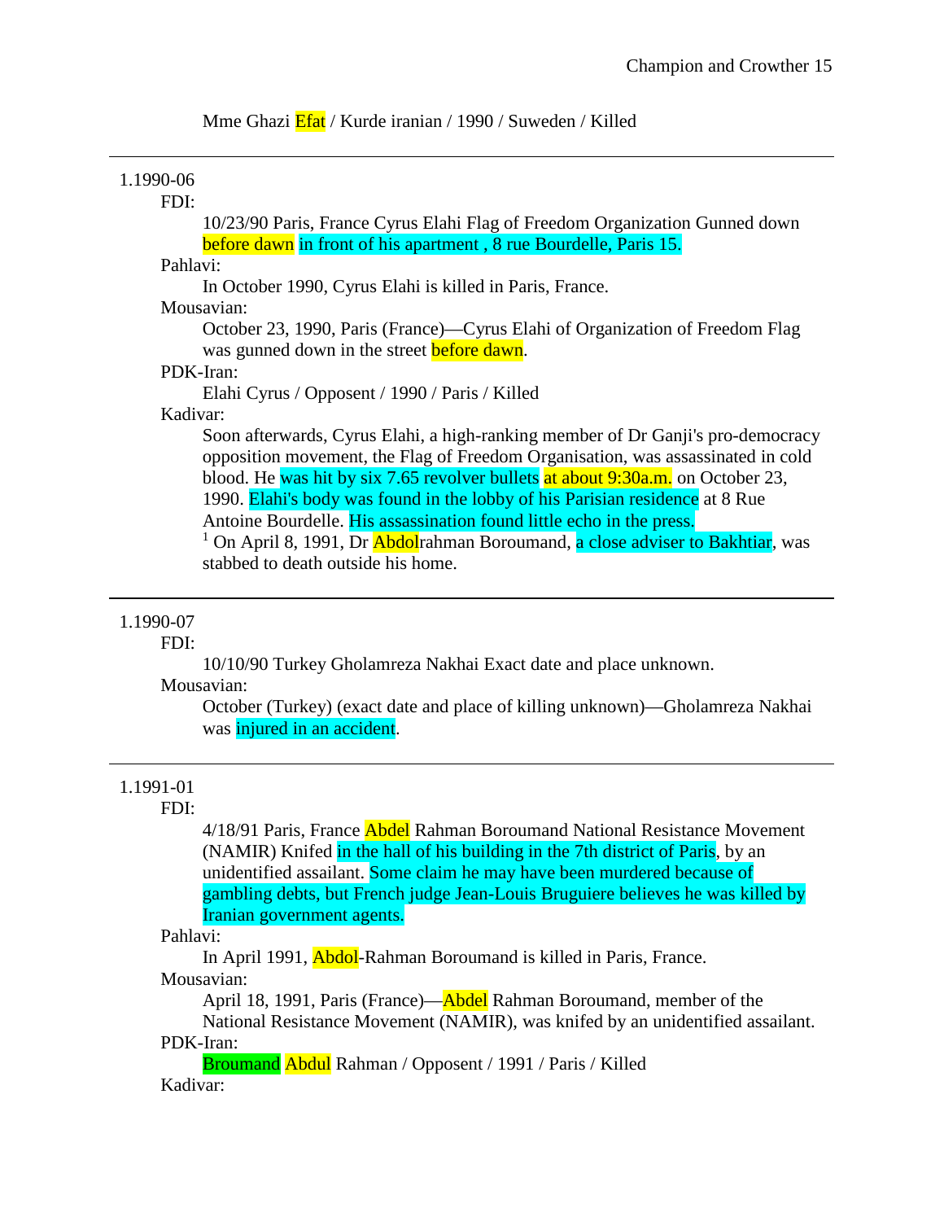Mme Ghazi Efat / Kurde iranian / 1990 / Suweden / Killed

---

1.1990-06

FDI:

10/23/90 Paris, France Cyrus Elahi Flag of Freedom Organization Gunned down before dawn in front of his apartment , 8 rue Bourdelle, Paris 15.

Pahlavi:

In October 1990, Cyrus Elahi is killed in Paris, France.

Mousavian:

October 23, 1990, Paris (France)—Cyrus Elahi of Organization of Freedom Flag was gunned down in the street before dawn.

PDK-Iran:

Elahi Cyrus / Opposent / 1990 / Paris / Killed

Kadivar:

Soon afterwards, Cyrus Elahi, a high-ranking member of Dr Ganji's pro-democracy opposition movement, the Flag of Freedom Organisation, was assassinated in cold blood. He was hit by six 7.65 revolver bullets at about 9:30a.m. on October 23, 1990. Elahi's body was found in the lobby of his Parisian residence at 8 Rue Antoine Bourdelle. His assassination found little echo in the press.

[1] On April 8, 1991, Dr Abdolrahman Boroumand, a close adviser to Bakhtiar, was stabbed to death outside his home.

---

1.1990-07

FDI:

10/10/90 Turkey Gholamreza Nakhai Exact date and place unknown.

Mousavian:

October (Turkey) (exact date and place of killing unknown)—Gholamreza Nakhai was injured in an accident.

---

1.1991-01

FDI:

4/18/91 Paris, France Abdel Rahman Boroumand National Resistance Movement (NAMIR) Knifed in the hall of his building in the 7th district of Paris, by an unidentified assailant. Some claim he may have been murdered because of gambling debts, but French judge Jean-Louis Bruguiere believes he was killed by Iranian government agents.

Pahlavi:

In April 1991, Abdol-Rahman Boroumand is killed in Paris, France.

Mousavian:

April 18, 1991, Paris (France)—Abdel Rahman Boroumand, member of the National Resistance Movement (NAMIR), was knifed by an unidentified assailant.

PDK-Iran:

Broumand Abdul Rahman / Opposent / 1991 / Paris / Killed

Kadivar: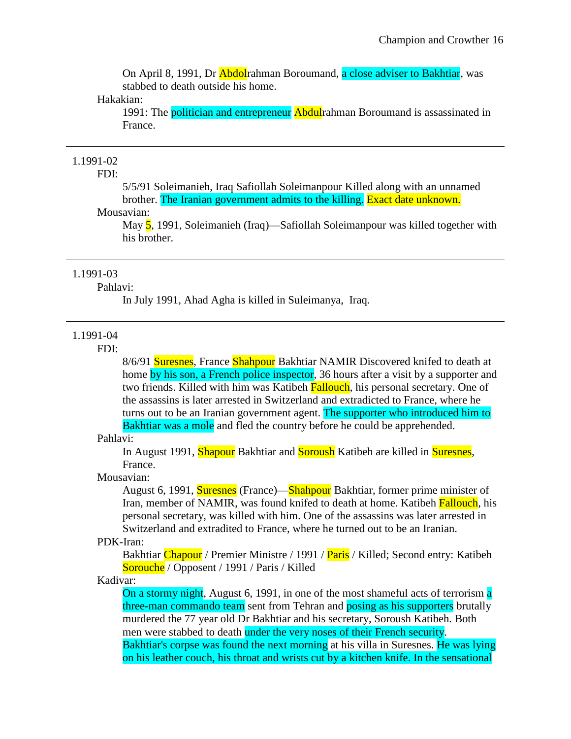On April 8, 1991, Dr Abdolrahman Boroumand, a close adviser to Bakhtiar, was stabbed to death outside his home.

Hakakian:

1991: The politician and entrepreneur Abdulrahman Boroumand is assassinated in France.

---

1.1991-02

FDI:

5/5/91 Soleimanieh, Iraq Safiollah Soleimanpour Killed along with an unnamed brother. The Iranian government admits to the killing. Exact date unknown.

Mousavian:

May 5, 1991, Soleimanieh (Iraq)—Safiollah Soleimanpour was killed together with his brother.

---

1.1991-03

Pahlavi:

In July 1991, Ahad Agha is killed in Suleimanya, Iraq.

---

1.1991-04

FDI:

8/6/91 Suresnes, France Shahpour Bakhtiar NAMIR Discovered knifed to death at home by his son, a French police inspector, 36 hours after a visit by a supporter and two friends. Killed with him was Katibeh Fallouch, his personal secretary. One of the assassins is later arrested in Switzerland and extradicted to France, where he turns out to be an Iranian government agent. The supporter who introduced him to Bakhtiar was a mole and fled the country before he could be apprehended.

Pahlavi:

In August 1991, Shapour Bakhtiar and Soroush Katibeh are killed in Suresnes, France.

Mousavian:

August 6, 1991, Suresnes (France)—Shahpour Bakhtiar, former prime minister of Iran, member of NAMIR, was found knifed to death at home. Katibeh Fallouch, his personal secretary, was killed with him. One of the assassins was later arrested in Switzerland and extradited to France, where he turned out to be an Iranian.

PDK-Iran:

Bakhtiar Chapour / Premier Ministre / 1991 / Paris / Killed; Second entry: Katibeh Sorouche / Opposent / 1991 / Paris / Killed

Kadivar:

On a stormy night, August 6, 1991, in one of the most shameful acts of terrorism a three-man commando team sent from Tehran and posing as his supporters brutally murdered the 77 year old Dr Bakhtiar and his secretary, Soroush Katibeh. Both men were stabbed to death under the very noses of their French security. Bakhtiar's corpse was found the next morning at his villa in Suresnes. He was lying on his leather couch, his throat and wrists cut by a kitchen knife. In the sensational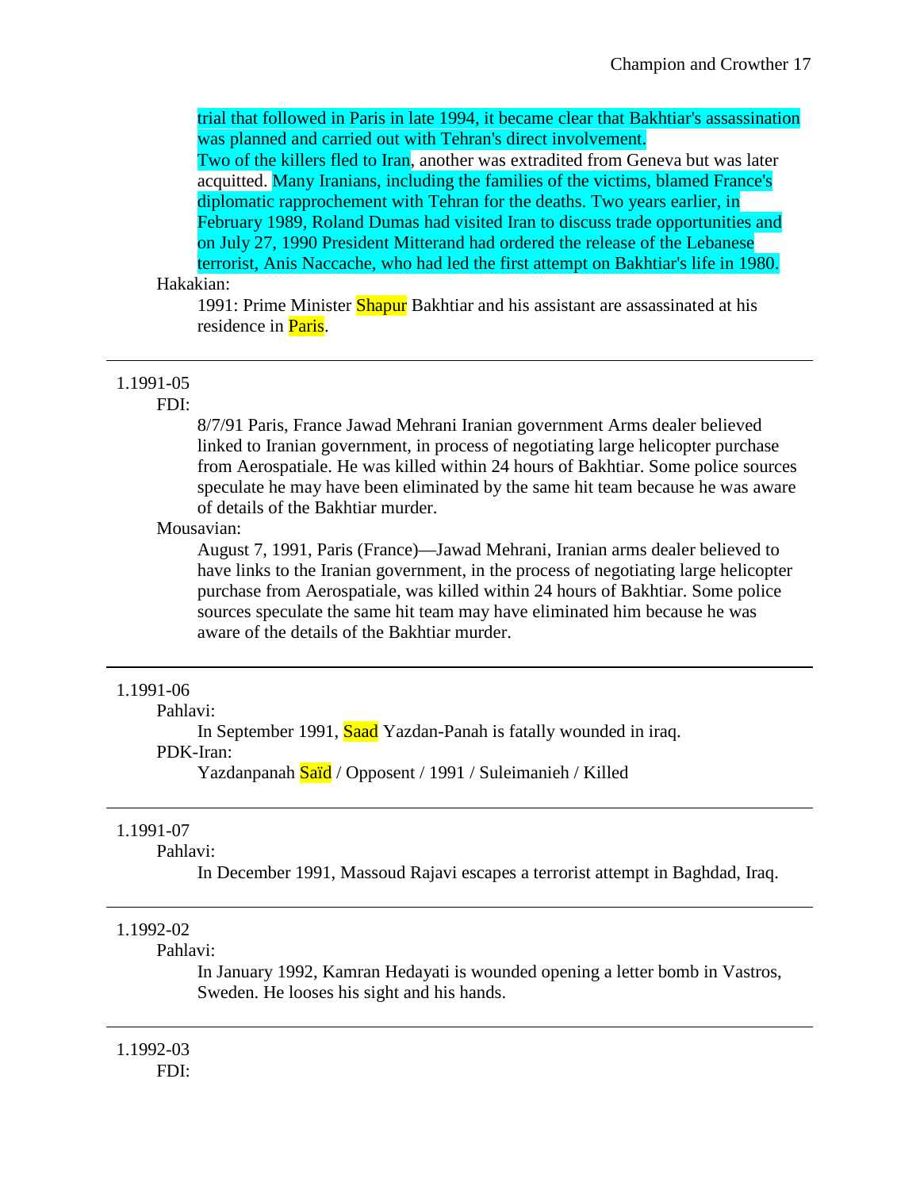trial that followed in Paris in late 1994, it became clear that Bakhtiar's assassination was planned and carried out with Tehran's direct involvement.
Two of the killers fled to Iran, another was extradited from Geneva but was later acquitted. Many Iranians, including the families of the victims, blamed France's diplomatic rapprochement with Tehran for the deaths. Two years earlier, in February 1989, Roland Dumas had visited Iran to discuss trade opportunities and on July 27, 1990 President Mitterand had ordered the release of the Lebanese terrorist, Anis Naccache, who had led the first attempt on Bakhtiar's life in 1980.

Hakakian:

1991: Prime Minister Shapur Bakhtiar and his assistant are assassinated at his residence in Paris.

---

1.1991-05

FDI:

8/7/91 Paris, France Jawad Mehrani Iranian government Arms dealer believed linked to Iranian government, in process of negotiating large helicopter purchase from Aerospatiale. He was killed within 24 hours of Bakhtiar. Some police sources speculate he may have been eliminated by the same hit team because he was aware of details of the Bakhtiar murder.

Mousavian:

August 7, 1991, Paris (France)—Jawad Mehrani, Iranian arms dealer believed to have links to the Iranian government, in the process of negotiating large helicopter purchase from Aerospatiale, was killed within 24 hours of Bakhtiar. Some police sources speculate the same hit team may have eliminated him because he was aware of the details of the Bakhtiar murder.

---

1.1991-06

Pahlavi:

In September 1991, Saad Yazdan-Panah is fatally wounded in iraq.

PDK-Iran:

Yazdanpanah Saïd / Opposent / 1991 / Suleimanieh / Killed

---

1.1991-07

Pahlavi:

In December 1991, Massoud Rajavi escapes a terrorist attempt in Baghdad, Iraq.

---

1.1992-02

Pahlavi:

In January 1992, Kamran Hedayati is wounded opening a letter bomb in Vastros, Sweden. He looses his sight and his hands.

---

1.1992-03

FDI: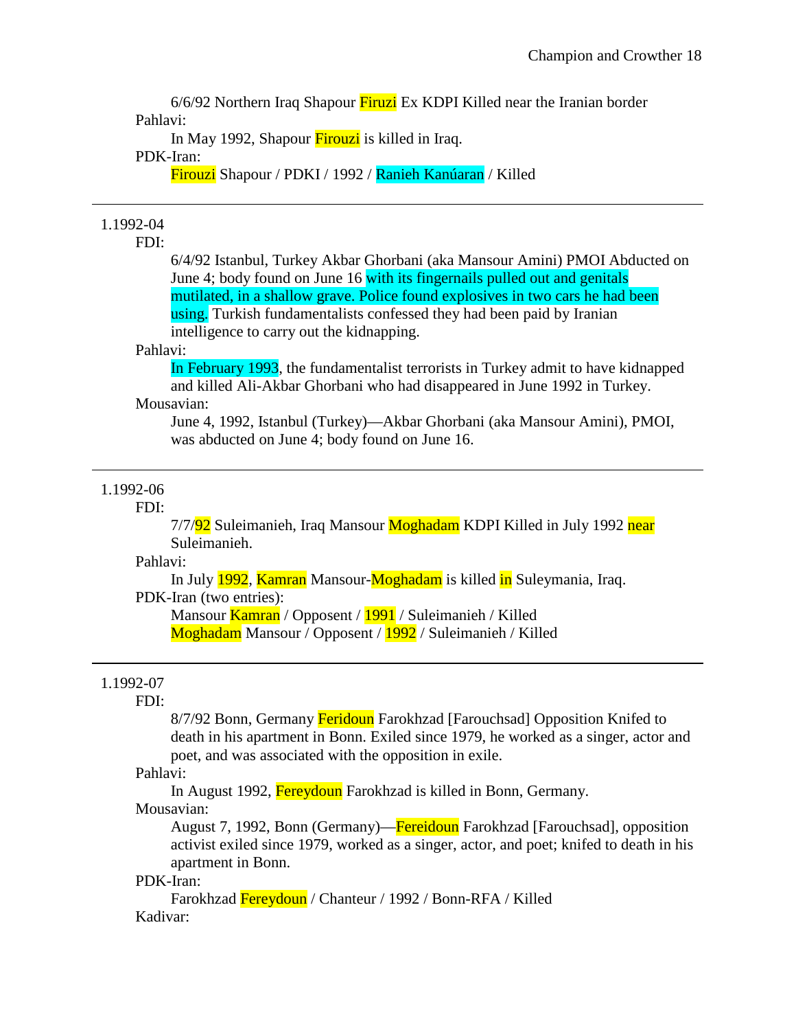6/6/92 Northern Iraq Shapour Firuzi Ex KDPI Killed near the Iranian border

Pahlavi:

In May 1992, Shapour Firouzi is killed in Iraq.

PDK-Iran:

Firouzi Shapour / PDKI / 1992 / Ranieh Kanúaran / Killed

---

1.1992-04

FDI:

6/4/92 Istanbul, Turkey Akbar Ghorbani (aka Mansour Amini) PMOI Abducted on June 4; body found on June 16 with its fingernails pulled out and genitals mutilated, in a shallow grave. Police found explosives in two cars he had been using. Turkish fundamentalists confessed they had been paid by Iranian intelligence to carry out the kidnapping.

Pahlavi:

In February 1993, the fundamentalist terrorists in Turkey admit to have kidnapped and killed Ali-Akbar Ghorbani who had disappeared in June 1992 in Turkey.

Mousavian:

June 4, 1992, Istanbul (Turkey)—Akbar Ghorbani (aka Mansour Amini), PMOI, was abducted on June 4; body found on June 16.

---

1.1992-06

FDI:

7/7/92 Suleimanieh, Iraq Mansour Moghadam KDPI Killed in July 1992 near Suleimanieh.

Pahlavi:

In July 1992, Kamran Mansour-Moghadam is killed in Suleymania, Iraq.

PDK-Iran (two entries):

Mansour Kamran / Opposent / 1991 / Suleimanieh / Killed
Moghadam Mansour / Opposent / 1992 / Suleimanieh / Killed

---

1.1992-07

FDI:

8/7/92 Bonn, Germany Feridoun Farokhzad [Farouchsad] Opposition Knifed to death in his apartment in Bonn. Exiled since 1979, he worked as a singer, actor and poet, and was associated with the opposition in exile.

Pahlavi:

In August 1992, Fereydoun Farokhzad is killed in Bonn, Germany.

Mousavian:

August 7, 1992, Bonn (Germany)—Fereidoun Farokhzad [Farouchsad], opposition activist exiled since 1979, worked as a singer, actor, and poet; knifed to death in his apartment in Bonn.

PDK-Iran:

Farokhzad Fereydoun / Chanteur / 1992 / Bonn-RFA / Killed

Kadivar: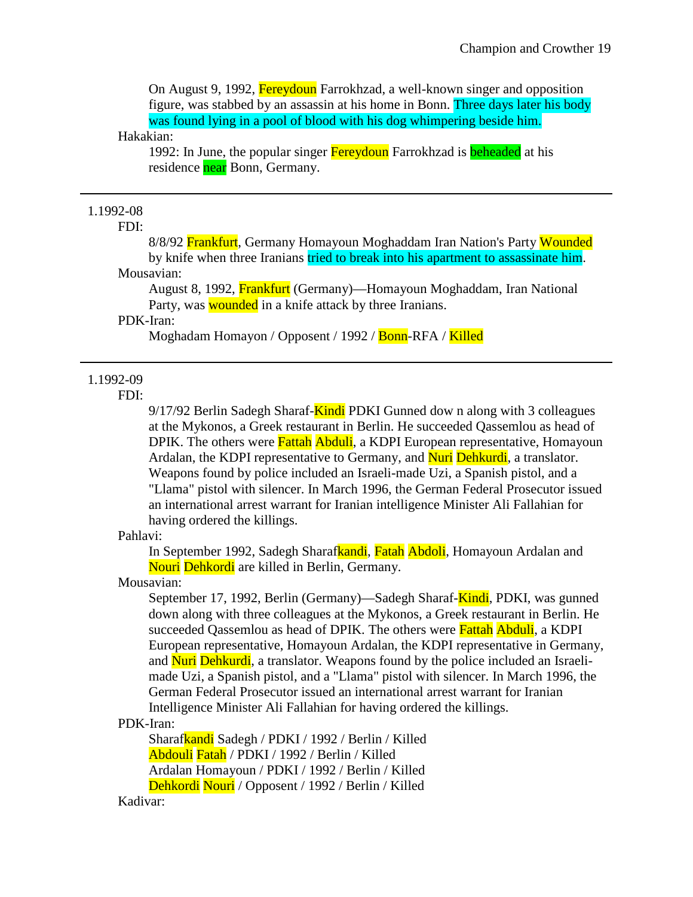On August 9, 1992, Fereydoun Farrokhzad, a well-known singer and opposition figure, was stabbed by an assassin at his home in Bonn. Three days later his body was found lying in a pool of blood with his dog whimpering beside him.

Hakakian:

1992: In June, the popular singer Fereydoun Farrokhzad is beheaded at his residence near Bonn, Germany.

---

1.1992-08

FDI:

8/8/92 Frankfurt, Germany Homayoun Moghaddam Iran Nation's Party Wounded by knife when three Iranians tried to break into his apartment to assassinate him.

Mousavian:

August 8, 1992, Frankfurt (Germany)—Homayoun Moghaddam, Iran National Party, was wounded in a knife attack by three Iranians.

PDK-Iran:

Moghadam Homayon / Opposent / 1992 / Bonn-RFA / Killed

---

1.1992-09

FDI:

9/17/92 Berlin Sadegh Sharaf-Kindi PDKI Gunned dow n along with 3 colleagues at the Mykonos, a Greek restaurant in Berlin. He succeeded Qassemlou as head of DPIK. The others were Fattah Abduli, a KDPI European representative, Homayoun Ardalan, the KDPI representative to Germany, and Nuri Dehkurdi, a translator. Weapons found by police included an Israeli-made Uzi, a Spanish pistol, and a "Llama" pistol with silencer. In March 1996, the German Federal Prosecutor issued an international arrest warrant for Iranian intelligence Minister Ali Fallahian for having ordered the killings.

Pahlavi:

In September 1992, Sadegh Sharafkandi, Fatah Abdoli, Homayoun Ardalan and Nouri Dehkordi are killed in Berlin, Germany.

Mousavian:

September 17, 1992, Berlin (Germany)—Sadegh Sharaf-Kindi, PDKI, was gunned down along with three colleagues at the Mykonos, a Greek restaurant in Berlin. He succeeded Qassemlou as head of DPIK. The others were Fattah Abduli, a KDPI European representative, Homayoun Ardalan, the KDPI representative in Germany, and Nuri Dehkurdi, a translator. Weapons found by the police included an Israeli-made Uzi, a Spanish pistol, and a "Llama" pistol with silencer. In March 1996, the German Federal Prosecutor issued an international arrest warrant for Iranian Intelligence Minister Ali Fallahian for having ordered the killings.

PDK-Iran:

Sharafkandi Sadegh / PDKI / 1992 / Berlin / Killed
Abdouli Fatah / PDKI / 1992 / Berlin / Killed
Ardalan Homayoun / PDKI / 1992 / Berlin / Killed
Dehkordi Nouri / Opposent / 1992 / Berlin / Killed

Kadivar: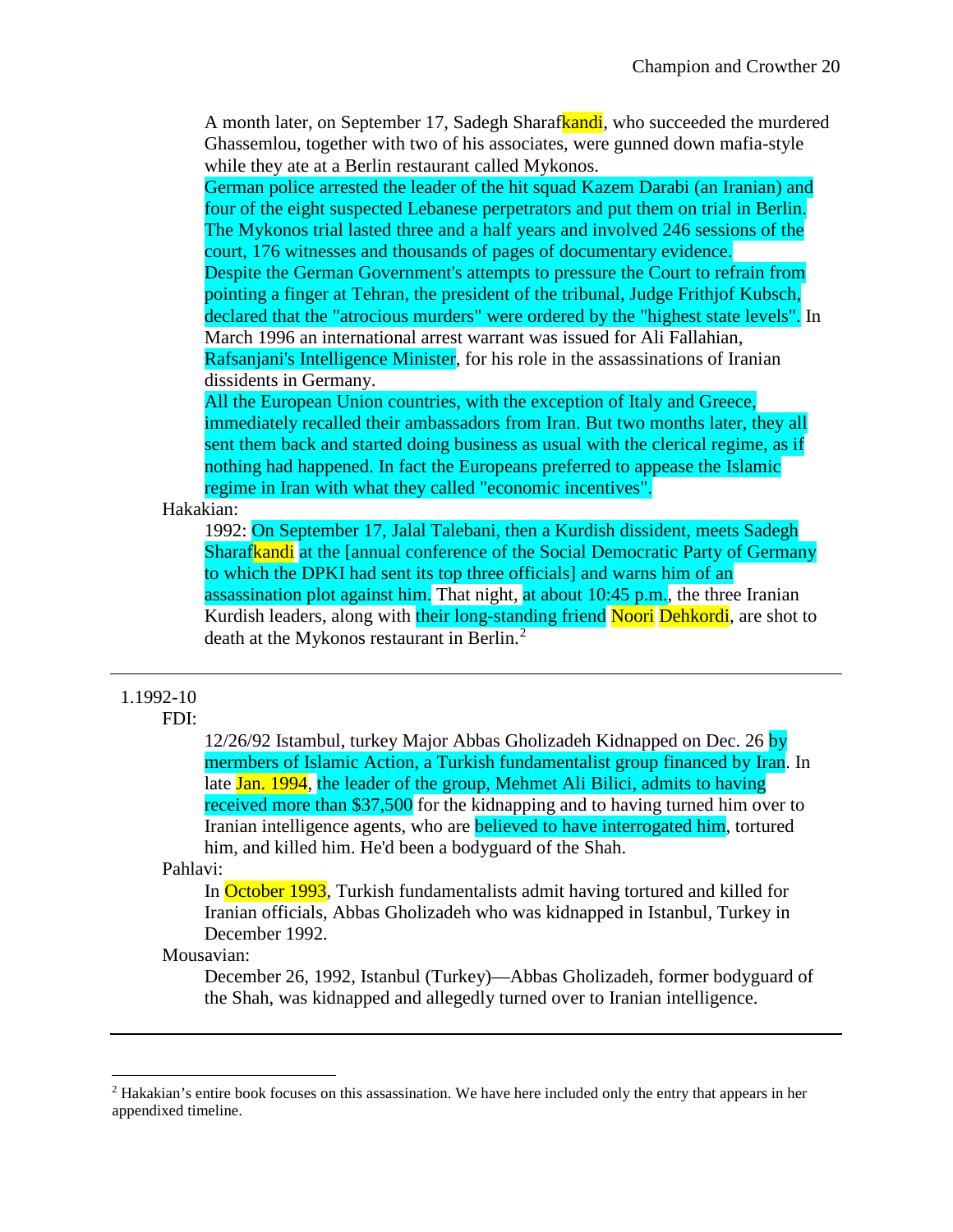A month later, on September 17, Sadegh Sharafkandi, who succeeded the murdered Ghassemlou, together with two of his associates, were gunned down mafia-style while they ate at a Berlin restaurant called Mykonos.

German police arrested the leader of the hit squad Kazem Darabi (an Iranian) and four of the eight suspected Lebanese perpetrators and put them on trial in Berlin. The Mykonos trial lasted three and a half years and involved 246 sessions of the court, 176 witnesses and thousands of pages of documentary evidence.

Despite the German Government's attempts to pressure the Court to refrain from pointing a finger at Tehran, the president of the tribunal, Judge Frithjof Kubsch, declared that the "atrocious murders" were ordered by the "highest state levels". In March 1996 an international arrest warrant was issued for Ali Fallahian, Rafsanjani's Intelligence Minister, for his role in the assassinations of Iranian dissidents in Germany.

All the European Union countries, with the exception of Italy and Greece, immediately recalled their ambassadors from Iran. But two months later, they all sent them back and started doing business as usual with the clerical regime, as if nothing had happened. In fact the Europeans preferred to appease the Islamic regime in Iran with what they called "economic incentives".

Hakakian:

1992: On September 17, Jalal Talebani, then a Kurdish dissident, meets Sadegh Sharafkandi at the [annual conference of the Social Democratic Party of Germany to which the DPKI had sent its top three officials] and warns him of an assassination plot against him. That night, at about 10:45 p.m., the three Iranian Kurdish leaders, along with their long-standing friend Noori Dehkordi, are shot to death at the Mykonos restaurant in Berlin.[2]

---

1.1992-10

FDI:

12/26/92 Istambul, turkey Major Abbas Gholizadeh Kidnapped on Dec. 26 by mermbers of Islamic Action, a Turkish fundamentalist group financed by Iran. In late Jan. 1994, the leader of the group, Mehmet Ali Bilici, admits to having received more than $37,500 for the kidnapping and to having turned him over to Iranian intelligence agents, who are believed to have interrogated him, tortured him, and killed him. He'd been a bodyguard of the Shah.

Pahlavi:

In October 1993, Turkish fundamentalists admit having tortured and killed for Iranian officials, Abbas Gholizadeh who was kidnapped in Istanbul, Turkey in December 1992.

Mousavian:

December 26, 1992, Istanbul (Turkey)—Abbas Gholizadeh, former bodyguard of the Shah, was kidnapped and allegedly turned over to Iranian intelligence.

---

[2] Hakakian's entire book focuses on this assassination. We have here included only the entry that appears in her appendixed timeline.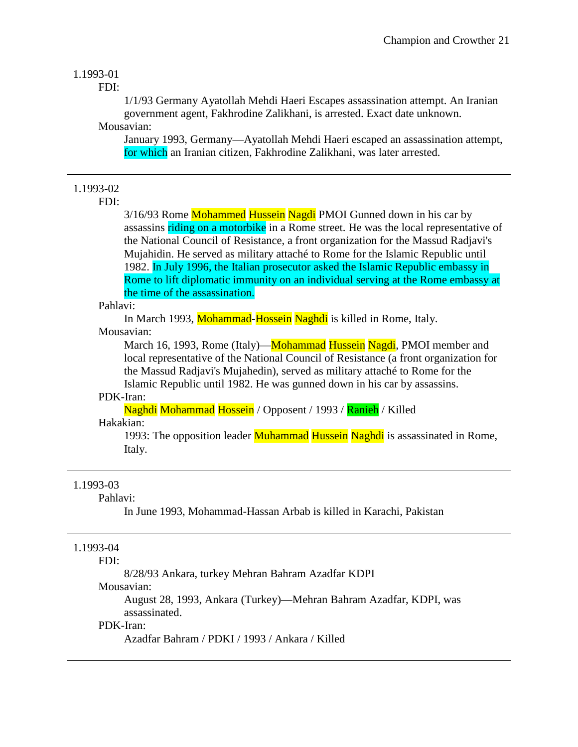1.1993-01

FDI:

1/1/93 Germany Ayatollah Mehdi Haeri Escapes assassination attempt. An Iranian government agent, Fakhrodine Zalikhani, is arrested. Exact date unknown.

Mousavian:

January 1993, Germany—Ayatollah Mehdi Haeri escaped an assassination attempt, for which an Iranian citizen, Fakhrodine Zalikhani, was later arrested.

---

1.1993-02

FDI:

3/16/93 Rome Mohammed Hussein Nagdi PMOI Gunned down in his car by assassins riding on a motorbike in a Rome street. He was the local representative of the National Council of Resistance, a front organization for the Massud Radjavi's Mujahidin. He served as military attaché to Rome for the Islamic Republic until 1982. In July 1996, the Italian prosecutor asked the Islamic Republic embassy in Rome to lift diplomatic immunity on an individual serving at the Rome embassy at the time of the assassination.

Pahlavi:

In March 1993, Mohammad-Hossein Naghdi is killed in Rome, Italy.

Mousavian:

March 16, 1993, Rome (Italy)—Mohammad Hussein Nagdi, PMOI member and local representative of the National Council of Resistance (a front organization for the Massud Radjavi's Mujahedin), served as military attaché to Rome for the Islamic Republic until 1982. He was gunned down in his car by assassins.

PDK-Iran:

Naghdi Mohammad Hossein / Opposent / 1993 / Ranieh / Killed

Hakakian:

1993: The opposition leader Muhammad Hussein Naghdi is assassinated in Rome, Italy.

---

1.1993-03

Pahlavi:

In June 1993, Mohammad-Hassan Arbab is killed in Karachi, Pakistan

---

1.1993-04

FDI:

8/28/93 Ankara, turkey Mehran Bahram Azadfar KDPI

Mousavian:

August 28, 1993, Ankara (Turkey)—Mehran Bahram Azadfar, KDPI, was assassinated.

PDK-Iran:

Azadfar Bahram / PDKI / 1993 / Ankara / Killed

---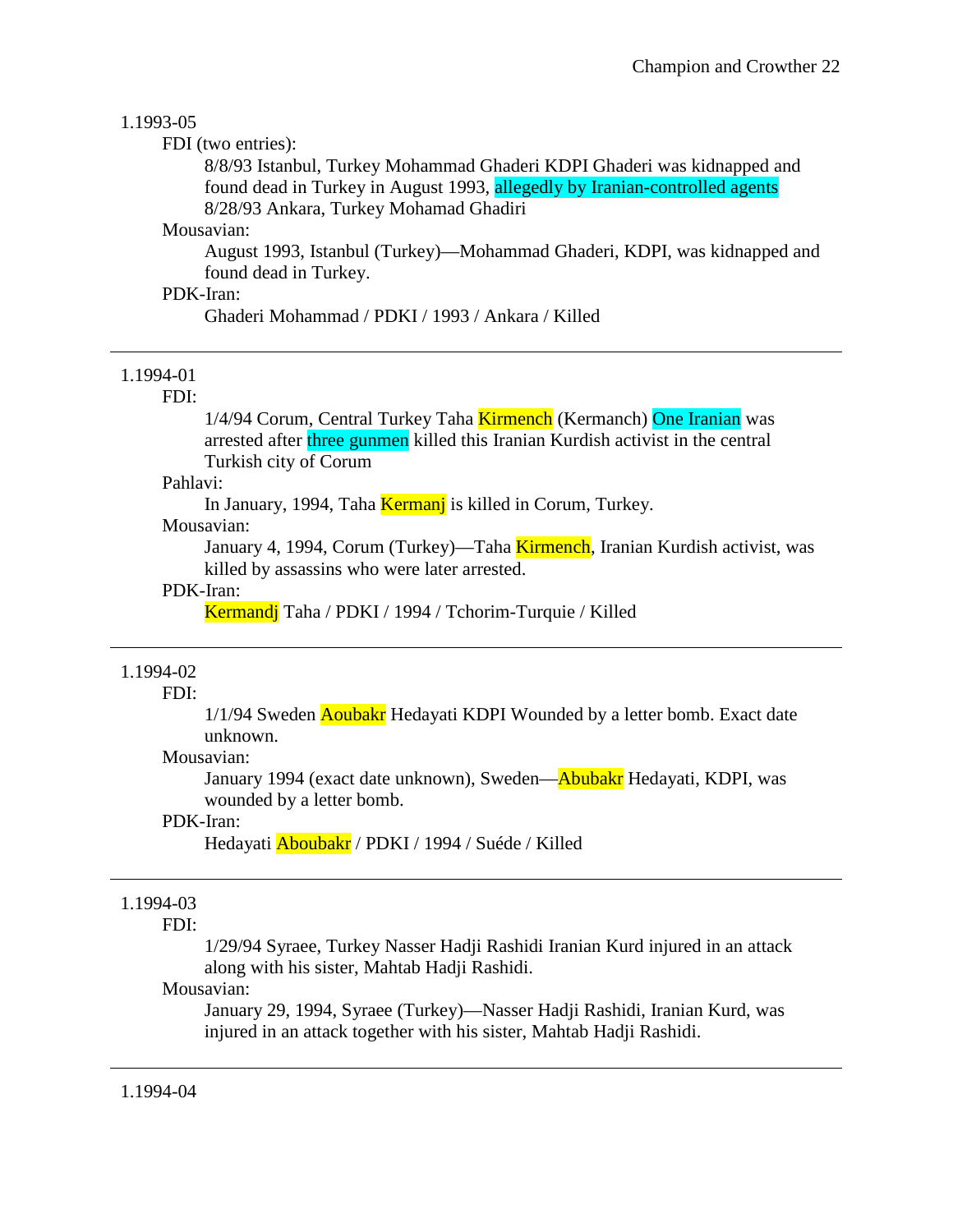1.1993-05

FDI (two entries):

8/8/93 Istanbul, Turkey Mohammad Ghaderi KDPI Ghaderi was kidnapped and found dead in Turkey in August 1993, allegedly by Iranian-controlled agents
8/28/93 Ankara, Turkey Mohamad Ghadiri

Mousavian:

August 1993, Istanbul (Turkey)—Mohammad Ghaderi, KDPI, was kidnapped and found dead in Turkey.

PDK-Iran:

Ghaderi Mohammad / PDKI / 1993 / Ankara / Killed

---

1.1994-01

FDI:

1/4/94 Corum, Central Turkey Taha Kirmench (Kermanch) One Iranian was arrested after three gunmen killed this Iranian Kurdish activist in the central Turkish city of Corum

Pahlavi:

In January, 1994, Taha Kermanj is killed in Corum, Turkey.

Mousavian:

January 4, 1994, Corum (Turkey)—Taha Kirmench, Iranian Kurdish activist, was killed by assassins who were later arrested.

PDK-Iran:

Kermandj Taha / PDKI / 1994 / Tchorim-Turquie / Killed

---

1.1994-02

FDI:

1/1/94 Sweden Aoubakr Hedayati KDPI Wounded by a letter bomb. Exact date unknown.

Mousavian:

January 1994 (exact date unknown), Sweden—Abubakr Hedayati, KDPI, was wounded by a letter bomb.

PDK-Iran:

Hedayati Aboubakr / PDKI / 1994 / Suéde / Killed

---

1.1994-03

FDI:

1/29/94 Syraee, Turkey Nasser Hadji Rashidi Iranian Kurd injured in an attack along with his sister, Mahtab Hadji Rashidi.

Mousavian:

January 29, 1994, Syraee (Turkey)—Nasser Hadji Rashidi, Iranian Kurd, was injured in an attack together with his sister, Mahtab Hadji Rashidi.

---

1.1994-04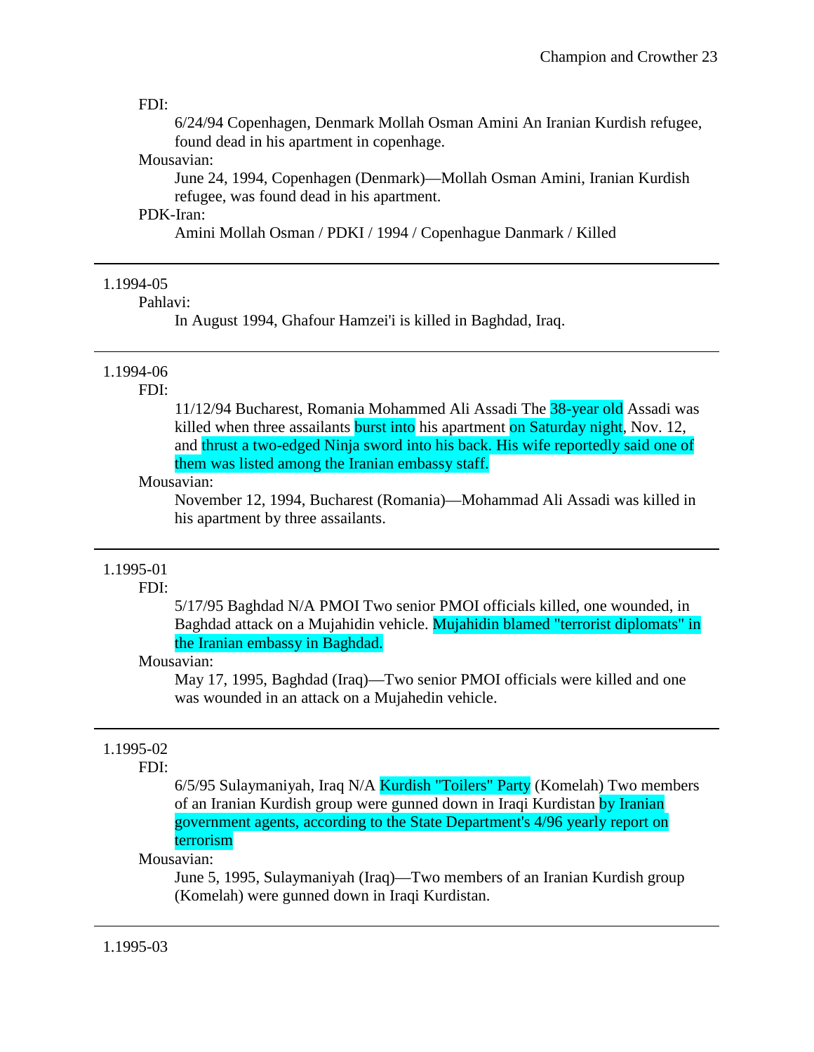FDI:

6/24/94 Copenhagen, Denmark Mollah Osman Amini An Iranian Kurdish refugee, found dead in his apartment in copenhage.

Mousavian:

June 24, 1994, Copenhagen (Denmark)—Mollah Osman Amini, Iranian Kurdish refugee, was found dead in his apartment.

PDK-Iran:

Amini Mollah Osman / PDKI / 1994 / Copenhague Danmark / Killed

---

1.1994-05

Pahlavi:

In August 1994, Ghafour Hamzei'i is killed in Baghdad, Iraq.

---

1.1994-06

FDI:

11/12/94 Bucharest, Romania Mohammed Ali Assadi The 38-year old Assadi was killed when three assailants burst into his apartment on Saturday night, Nov. 12, and thrust a two-edged Ninja sword into his back. His wife reportedly said one of them was listed among the Iranian embassy staff.

Mousavian:

November 12, 1994, Bucharest (Romania)—Mohammad Ali Assadi was killed in his apartment by three assailants.

---

1.1995-01

FDI:

5/17/95 Baghdad N/A PMOI Two senior PMOI officials killed, one wounded, in Baghdad attack on a Mujahidin vehicle. Mujahidin blamed "terrorist diplomats" in the Iranian embassy in Baghdad.

Mousavian:

May 17, 1995, Baghdad (Iraq)—Two senior PMOI officials were killed and one was wounded in an attack on a Mujahedin vehicle.

---

1.1995-02

FDI:

6/5/95 Sulaymaniyah, Iraq N/A Kurdish "Toilers" Party (Komelah) Two members of an Iranian Kurdish group were gunned down in Iraqi Kurdistan by Iranian government agents, according to the State Department's 4/96 yearly report on terrorism

Mousavian:

June 5, 1995, Sulaymaniyah (Iraq)—Two members of an Iranian Kurdish group (Komelah) were gunned down in Iraqi Kurdistan.

---

1.1995-03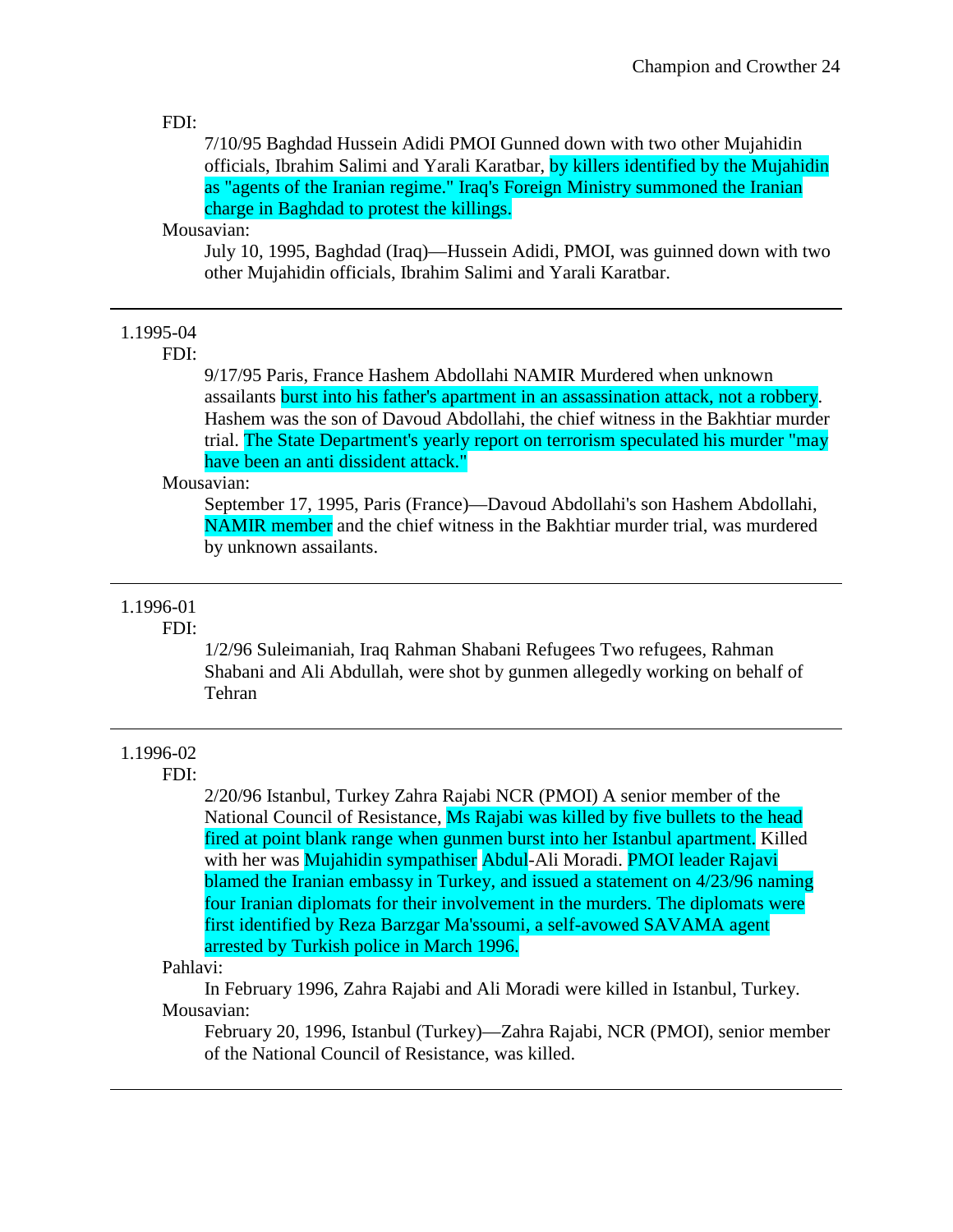FDI:

7/10/95 Baghdad Hussein Adidi PMOI Gunned down with two other Mujahidin officials, Ibrahim Salimi and Yarali Karatbar, by killers identified by the Mujahidin as "agents of the Iranian regime." Iraq's Foreign Ministry summoned the Iranian charge in Baghdad to protest the killings.

Mousavian:

July 10, 1995, Baghdad (Iraq)—Hussein Adidi, PMOI, was guinned down with two other Mujahidin officials, Ibrahim Salimi and Yarali Karatbar.

---

1.1995-04

FDI:

9/17/95 Paris, France Hashem Abdollahi NAMIR Murdered when unknown assailants burst into his father's apartment in an assassination attack, not a robbery. Hashem was the son of Davoud Abdollahi, the chief witness in the Bakhtiar murder trial. The State Department's yearly report on terrorism speculated his murder "may have been an anti dissident attack."

Mousavian:

September 17, 1995, Paris (France)—Davoud Abdollahi's son Hashem Abdollahi, NAMIR member and the chief witness in the Bakhtiar murder trial, was murdered by unknown assailants.

---

1.1996-01

FDI:

1/2/96 Suleimaniah, Iraq Rahman Shabani Refugees Two refugees, Rahman Shabani and Ali Abdullah, were shot by gunmen allegedly working on behalf of Tehran

---

1.1996-02

FDI:

2/20/96 Istanbul, Turkey Zahra Rajabi NCR (PMOI) A senior member of the National Council of Resistance, Ms Rajabi was killed by five bullets to the head fired at point blank range when gunmen burst into her Istanbul apartment. Killed with her was Mujahidin sympathiser Abdul-Ali Moradi. PMOI leader Rajavi blamed the Iranian embassy in Turkey, and issued a statement on 4/23/96 naming four Iranian diplomats for their involvement in the murders. The diplomats were first identified by Reza Barzgar Ma'ssoumi, a self-avowed SAVAMA agent arrested by Turkish police in March 1996.

Pahlavi:

In February 1996, Zahra Rajabi and Ali Moradi were killed in Istanbul, Turkey.

Mousavian:

February 20, 1996, Istanbul (Turkey)—Zahra Rajabi, NCR (PMOI), senior member of the National Council of Resistance, was killed.

---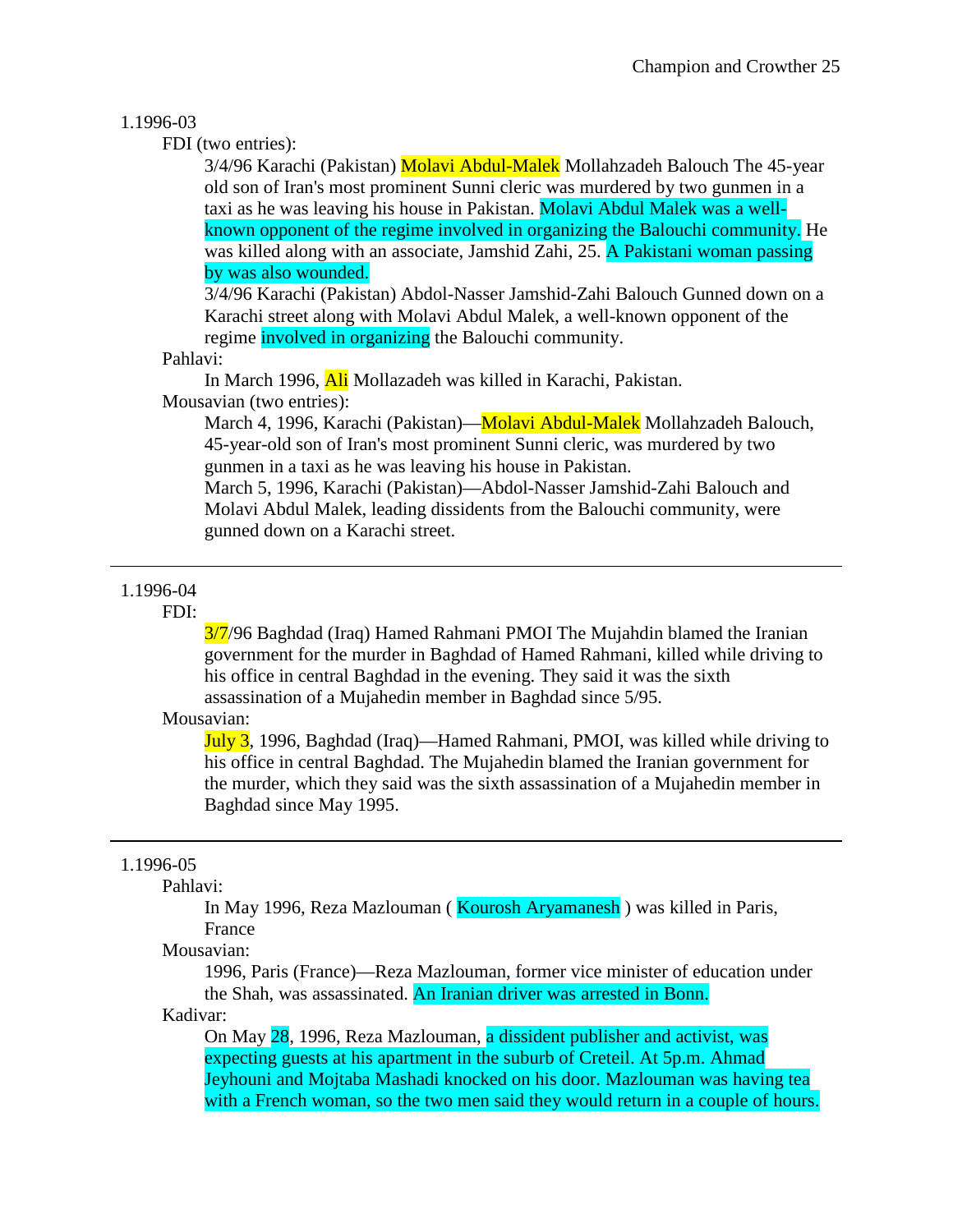1.1996-03

FDI (two entries):

3/4/96 Karachi (Pakistan) Molavi Abdul-Malek Mollahzadeh Balouch The 45-year old son of Iran's most prominent Sunni cleric was murdered by two gunmen in a taxi as he was leaving his house in Pakistan. Molavi Abdul Malek was a well-known opponent of the regime involved in organizing the Balouchi community. He was killed along with an associate, Jamshid Zahi, 25. A Pakistani woman passing by was also wounded.

3/4/96 Karachi (Pakistan) Abdol-Nasser Jamshid-Zahi Balouch Gunned down on a Karachi street along with Molavi Abdul Malek, a well-known opponent of the regime involved in organizing the Balouchi community.

Pahlavi:

In March 1996, Ali Mollazadeh was killed in Karachi, Pakistan.

Mousavian (two entries):

March 4, 1996, Karachi (Pakistan)—Molavi Abdul-Malek Mollahzadeh Balouch, 45-year-old son of Iran's most prominent Sunni cleric, was murdered by two gunmen in a taxi as he was leaving his house in Pakistan.

March 5, 1996, Karachi (Pakistan)—Abdol-Nasser Jamshid-Zahi Balouch and Molavi Abdul Malek, leading dissidents from the Balouchi community, were gunned down on a Karachi street.

---

1.1996-04

FDI:

3/7/96 Baghdad (Iraq) Hamed Rahmani PMOI The Mujahdin blamed the Iranian government for the murder in Baghdad of Hamed Rahmani, killed while driving to his office in central Baghdad in the evening. They said it was the sixth assassination of a Mujahedin member in Baghdad since 5/95.

Mousavian:

July 3, 1996, Baghdad (Iraq)—Hamed Rahmani, PMOI, was killed while driving to his office in central Baghdad. The Mujahedin blamed the Iranian government for the murder, which they said was the sixth assassination of a Mujahedin member in Baghdad since May 1995.

---

1.1996-05

Pahlavi:

In May 1996, Reza Mazlouman ( Kourosh Aryamanesh ) was killed in Paris, France

Mousavian:

1996, Paris (France)—Reza Mazlouman, former vice minister of education under the Shah, was assassinated. An Iranian driver was arrested in Bonn.

Kadivar:

On May 28, 1996, Reza Mazlouman, a dissident publisher and activist, was expecting guests at his apartment in the suburb of Creteil. At 5p.m. Ahmad Jeyhouni and Mojtaba Mashadi knocked on his door. Mazlouman was having tea with a French woman, so the two men said they would return in a couple of hours.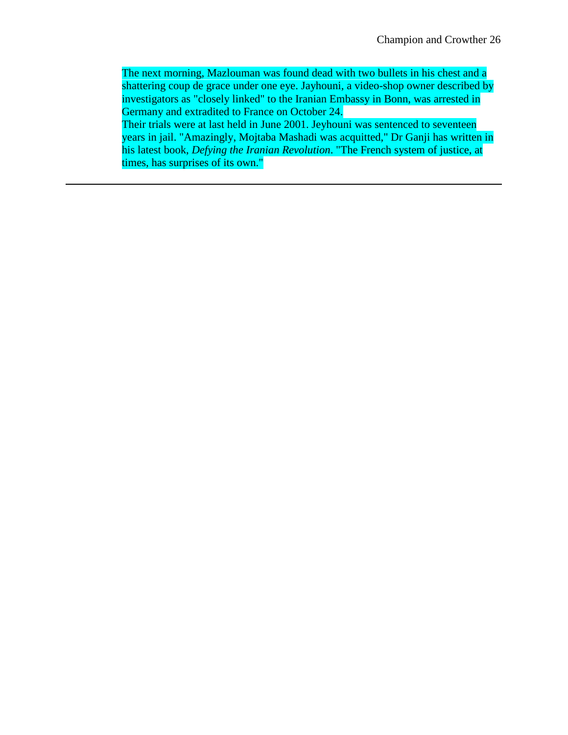The next morning, Mazlouman was found dead with two bullets in his chest and a shattering coup de grace under one eye. Jayhouni, a video-shop owner described by investigators as "closely linked" to the Iranian Embassy in Bonn, was arrested in Germany and extradited to France on October 24.

Their trials were at last held in June 2001. Jeyhouni was sentenced to seventeen years in jail. "Amazingly, Mojtaba Mashadi was acquitted," Dr Ganji has written in his latest book, *Defying the Iranian Revolution*. "The French system of justice, at times, has surprises of its own."

---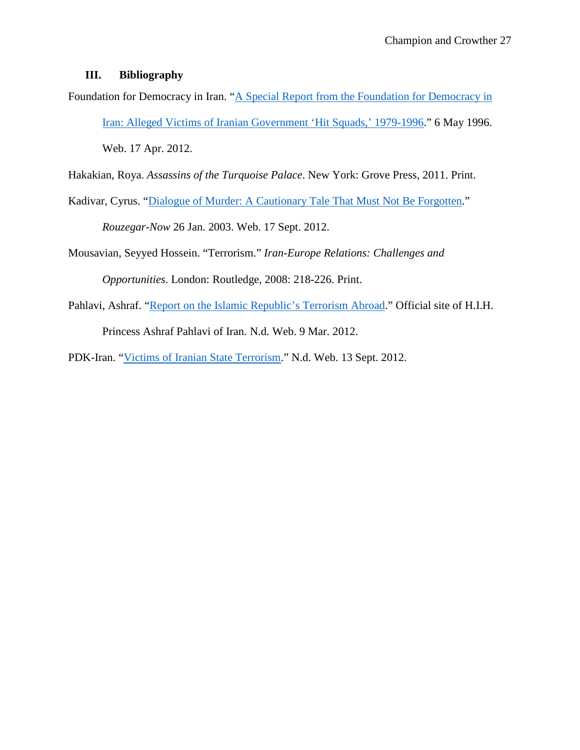## III. Bibliography

Foundation for Democracy in Iran. "A Special Report from the Foundation for Democracy in Iran: Alleged Victims of Iranian Government 'Hit Squads,' 1979-1996." 6 May 1996. Web. 17 Apr. 2012.

Hakakian, Roya. *Assassins of the Turquoise Palace*. New York: Grove Press, 2011. Print.

Kadivar, Cyrus. "Dialogue of Murder: A Cautionary Tale That Must Not Be Forgotten." *Rouzegar-Now* 26 Jan. 2003. Web. 17 Sept. 2012.

Mousavian, Seyyed Hossein. "Terrorism." *Iran-Europe Relations: Challenges and Opportunities*. London: Routledge, 2008: 218-226. Print.

Pahlavi, Ashraf. "Report on the Islamic Republic's Terrorism Abroad." Official site of H.I.H. Princess Ashraf Pahlavi of Iran. N.d. Web. 9 Mar. 2012.

PDK-Iran. "Victims of Iranian State Terrorism." N.d. Web. 13 Sept. 2012.